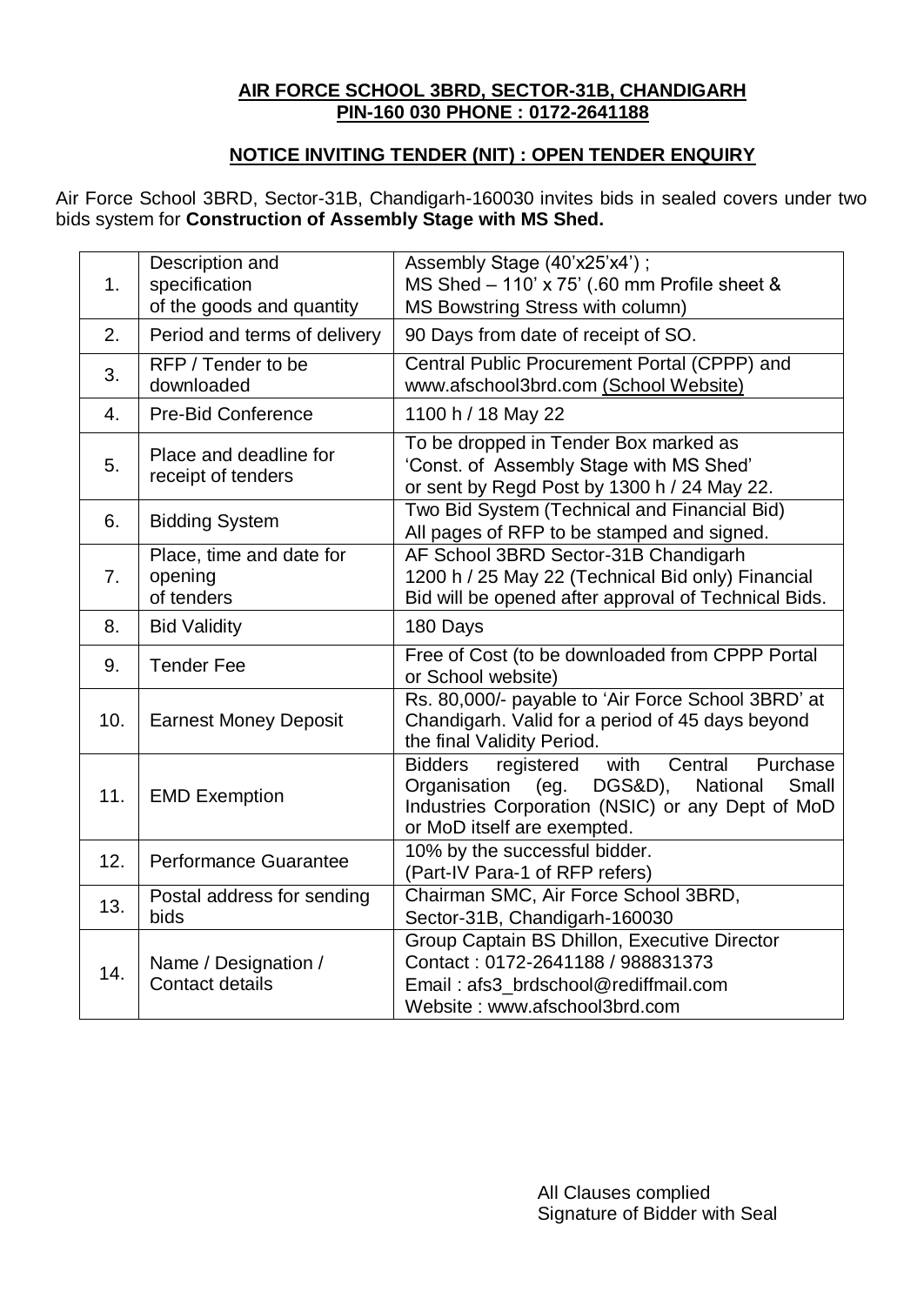**AIR FORCE SCHOOL 3BRD, SECTOR-31B, CHANDIGARH**
**PIN-160 030 PHONE : 0172-2641188**

**NOTICE INVITING TENDER (NIT) : OPEN TENDER ENQUIRY**

Air Force School 3BRD, Sector-31B, Chandigarh-160030 invites bids in sealed covers under two bids system for **Construction of Assembly Stage with MS Shed.**

| | | |
|---|---|---|
| 1. | Description and specification of the goods and quantity | Assembly Stage (40'x25'x4') ; MS Shed – 110' x 75' (.60 mm Profile sheet & MS Bowstring Stress with column) |
| 2. | Period and terms of delivery | 90 Days from date of receipt of SO. |
| 3. | RFP / Tender to be downloaded | Central Public Procurement Portal (CPPP) and www.afschool3brd.com (School Website) |
| 4. | Pre-Bid Conference | 1100 h / 18 May 22 |
| 5. | Place and deadline for receipt of tenders | To be dropped in Tender Box marked as 'Const. of Assembly Stage with MS Shed' or sent by Regd Post by 1300 h / 24 May 22. |
| 6. | Bidding System | Two Bid System (Technical and Financial Bid) All pages of RFP to be stamped and signed. |
| 7. | Place, time and date for opening of tenders | AF School 3BRD Sector-31B Chandigarh 1200 h / 25 May 22 (Technical Bid only) Financial Bid will be opened after approval of Technical Bids. |
| 8. | Bid Validity | 180 Days |
| 9. | Tender Fee | Free of Cost (to be downloaded from CPPP Portal or School website) |
| 10. | Earnest Money Deposit | Rs. 80,000/- payable to 'Air Force School 3BRD' at Chandigarh. Valid for a period of 45 days beyond the final Validity Period. |
| 11. | EMD Exemption | Bidders registered with Central Purchase Organisation (eg. DGS&D), National Small Industries Corporation (NSIC) or any Dept of MoD or MoD itself are exempted. |
| 12. | Performance Guarantee | 10% by the successful bidder. (Part-IV Para-1 of RFP refers) |
| 13. | Postal address for sending bids | Chairman SMC, Air Force School 3BRD, Sector-31B, Chandigarh-160030 |
| 14. | Name / Designation / Contact details | Group Captain BS Dhillon, Executive Director Contact : 0172-2641188 / 988831373 Email : afs3_brdschool@rediffmail.com Website : www.afschool3brd.com |

All Clauses complied
Signature of Bidder with Seal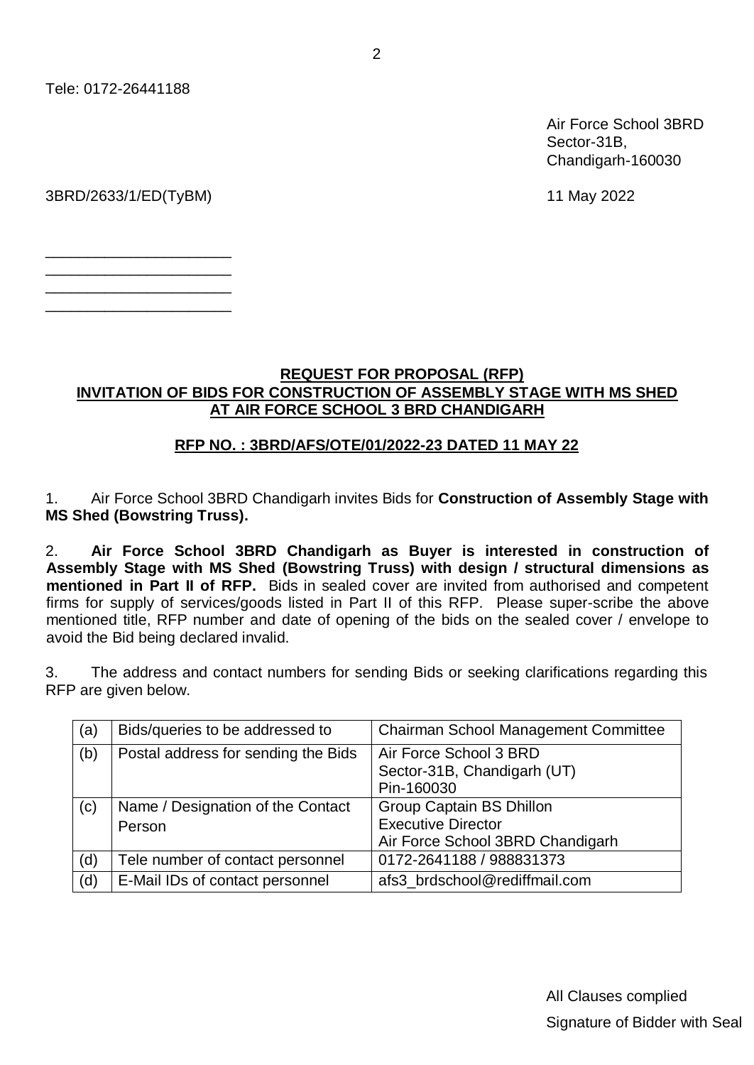Tele: 0172-26441188

Air Force School 3BRD
Sector-31B,
Chandigarh-160030

3BRD/2633/1/ED(TyBM)

11 May 2022

______________________
______________________
______________________
______________________

**REQUEST FOR PROPOSAL (RFP)**
**INVITATION OF BIDS FOR CONSTRUCTION OF ASSEMBLY STAGE WITH MS SHED AT AIR FORCE SCHOOL 3 BRD CHANDIGARH**

**RFP NO. : 3BRD/AFS/OTE/01/2022-23 DATED 11 MAY 22**

1. Air Force School 3BRD Chandigarh invites Bids for **Construction of Assembly Stage with MS Shed (Bowstring Truss).**

2. **Air Force School 3BRD Chandigarh as Buyer is interested in construction of Assembly Stage with MS Shed (Bowstring Truss) with design / structural dimensions as mentioned in Part II of RFP.** Bids in sealed cover are invited from authorised and competent firms for supply of services/goods listed in Part II of this RFP. Please super-scribe the above mentioned title, RFP number and date of opening of the bids on the sealed cover / envelope to avoid the Bid being declared invalid.

3. The address and contact numbers for sending Bids or seeking clarifications regarding this RFP are given below.

| | | |
|---|---|---|
| (a) | Bids/queries to be addressed to | Chairman School Management Committee |
| (b) | Postal address for sending the Bids | Air Force School 3 BRD<br>Sector-31B, Chandigarh (UT)<br>Pin-160030 |
| (c) | Name / Designation of the Contact Person | Group Captain BS Dhillon<br>Executive Director<br>Air Force School 3BRD Chandigarh |
| (d) | Tele number of contact personnel | 0172-2641188 / 988831373 |
| (d) | E-Mail IDs of contact personnel | afs3_brdschool@rediffmail.com |

All Clauses complied

Signature of Bidder with Seal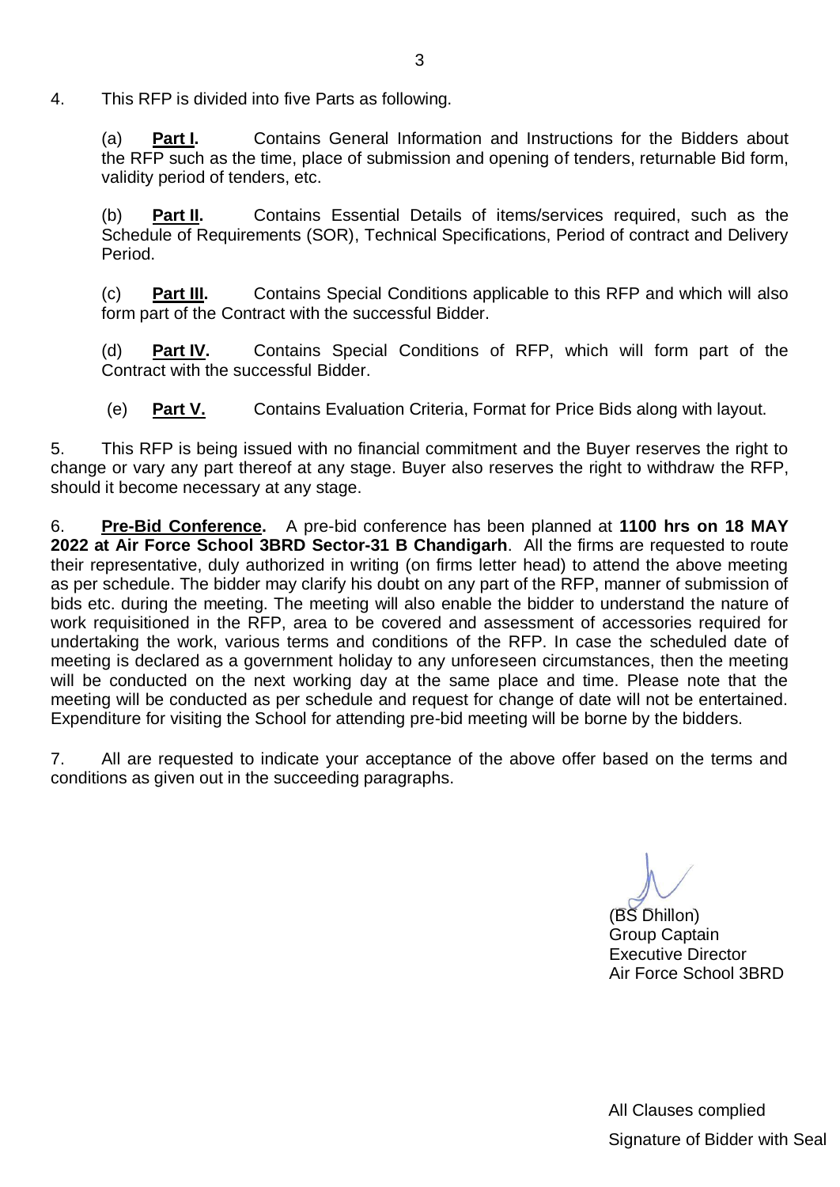4. This RFP is divided into five Parts as following.

(a) **Part I.** Contains General Information and Instructions for the Bidders about the RFP such as the time, place of submission and opening of tenders, returnable Bid form, validity period of tenders, etc.

(b) **Part II.** Contains Essential Details of items/services required, such as the Schedule of Requirements (SOR), Technical Specifications, Period of contract and Delivery Period.

(c) **Part III.** Contains Special Conditions applicable to this RFP and which will also form part of the Contract with the successful Bidder.

(d) **Part IV.** Contains Special Conditions of RFP, which will form part of the Contract with the successful Bidder.

(e) **Part V.** Contains Evaluation Criteria, Format for Price Bids along with layout.

5. This RFP is being issued with no financial commitment and the Buyer reserves the right to change or vary any part thereof at any stage. Buyer also reserves the right to withdraw the RFP, should it become necessary at any stage.

6. **Pre-Bid Conference.** A pre-bid conference has been planned at **1100 hrs on 18 MAY 2022 at Air Force School 3BRD Sector-31 B Chandigarh**. All the firms are requested to route their representative, duly authorized in writing (on firms letter head) to attend the above meeting as per schedule. The bidder may clarify his doubt on any part of the RFP, manner of submission of bids etc. during the meeting. The meeting will also enable the bidder to understand the nature of work requisitioned in the RFP, area to be covered and assessment of accessories required for undertaking the work, various terms and conditions of the RFP. In case the scheduled date of meeting is declared as a government holiday to any unforeseen circumstances, then the meeting will be conducted on the next working day at the same place and time. Please note that the meeting will be conducted as per schedule and request for change of date will not be entertained. Expenditure for visiting the School for attending pre-bid meeting will be borne by the bidders.

7. All are requested to indicate your acceptance of the above offer based on the terms and conditions as given out in the succeeding paragraphs.

(BS Dhillon)
Group Captain
Executive Director
Air Force School 3BRD

All Clauses complied
Signature of Bidder with Seal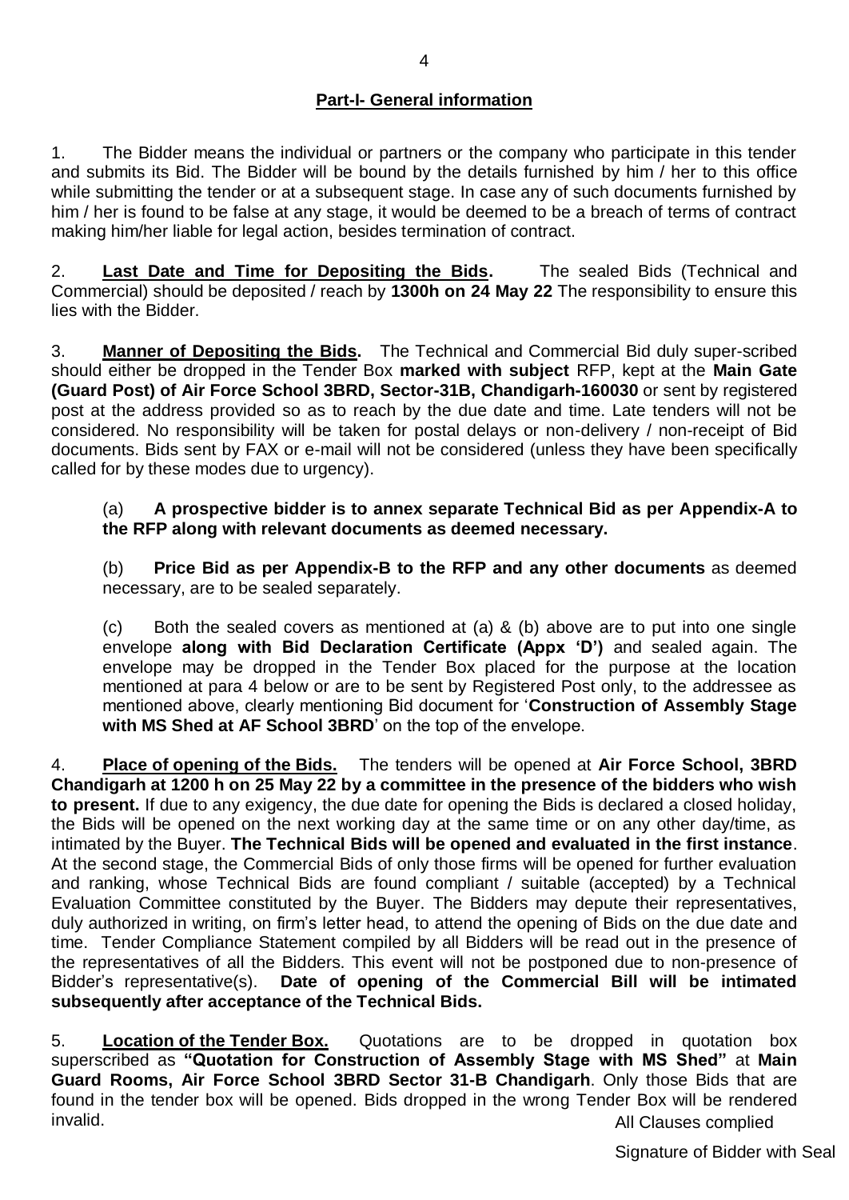## **Part-I- General information**

1. The Bidder means the individual or partners or the company who participate in this tender and submits its Bid. The Bidder will be bound by the details furnished by him / her to this office while submitting the tender or at a subsequent stage. In case any of such documents furnished by him / her is found to be false at any stage, it would be deemed to be a breach of terms of contract making him/her liable for legal action, besides termination of contract.

2. **Last Date and Time for Depositing the Bids.** The sealed Bids (Technical and Commercial) should be deposited / reach by **1300h on 24 May 22** The responsibility to ensure this lies with the Bidder.

3. **Manner of Depositing the Bids.** The Technical and Commercial Bid duly super-scribed should either be dropped in the Tender Box **marked with subject** RFP, kept at the **Main Gate (Guard Post) of Air Force School 3BRD, Sector-31B, Chandigarh-160030** or sent by registered post at the address provided so as to reach by the due date and time. Late tenders will not be considered. No responsibility will be taken for postal delays or non-delivery / non-receipt of Bid documents. Bids sent by FAX or e-mail will not be considered (unless they have been specifically called for by these modes due to urgency).

(a) **A prospective bidder is to annex separate Technical Bid as per Appendix-A to the RFP along with relevant documents as deemed necessary.**

(b) **Price Bid as per Appendix-B to the RFP and any other documents** as deemed necessary, are to be sealed separately.

(c) Both the sealed covers as mentioned at (a) & (b) above are to put into one single envelope **along with Bid Declaration Certificate (Appx 'D')** and sealed again. The envelope may be dropped in the Tender Box placed for the purpose at the location mentioned at para 4 below or are to be sent by Registered Post only, to the addressee as mentioned above, clearly mentioning Bid document for '**Construction of Assembly Stage with MS Shed at AF School 3BRD**' on the top of the envelope.

4. **Place of opening of the Bids.** The tenders will be opened at **Air Force School, 3BRD Chandigarh at 1200 h on 25 May 22 by a committee in the presence of the bidders who wish to present.** If due to any exigency, the due date for opening the Bids is declared a closed holiday, the Bids will be opened on the next working day at the same time or on any other day/time, as intimated by the Buyer. **The Technical Bids will be opened and evaluated in the first instance**. At the second stage, the Commercial Bids of only those firms will be opened for further evaluation and ranking, whose Technical Bids are found compliant / suitable (accepted) by a Technical Evaluation Committee constituted by the Buyer. The Bidders may depute their representatives, duly authorized in writing, on firm's letter head, to attend the opening of Bids on the due date and time. Tender Compliance Statement compiled by all Bidders will be read out in the presence of the representatives of all the Bidders. This event will not be postponed due to non-presence of Bidder's representative(s). **Date of opening of the Commercial Bill will be intimated subsequently after acceptance of the Technical Bids.**

5. **Location of the Tender Box.** Quotations are to be dropped in quotation box superscribed as **"Quotation for Construction of Assembly Stage with MS Shed"** at **Main Guard Rooms, Air Force School 3BRD Sector 31-B Chandigarh**. Only those Bids that are found in the tender box will be opened. Bids dropped in the wrong Tender Box will be rendered invalid.

All Clauses complied

Signature of Bidder with Seal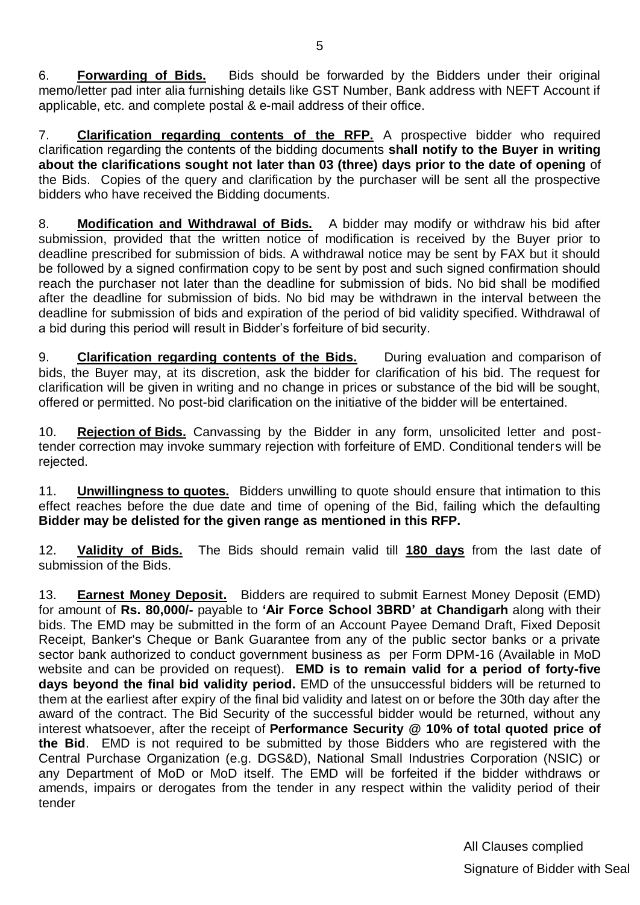6. **Forwarding of Bids.** Bids should be forwarded by the Bidders under their original memo/letter pad inter alia furnishing details like GST Number, Bank address with NEFT Account if applicable, etc. and complete postal & e-mail address of their office.

7. **Clarification regarding contents of the RFP.** A prospective bidder who required clarification regarding the contents of the bidding documents **shall notify to the Buyer in writing about the clarifications sought not later than 03 (three) days prior to the date of opening** of the Bids. Copies of the query and clarification by the purchaser will be sent all the prospective bidders who have received the Bidding documents.

8. **Modification and Withdrawal of Bids.** A bidder may modify or withdraw his bid after submission, provided that the written notice of modification is received by the Buyer prior to deadline prescribed for submission of bids. A withdrawal notice may be sent by FAX but it should be followed by a signed confirmation copy to be sent by post and such signed confirmation should reach the purchaser not later than the deadline for submission of bids. No bid shall be modified after the deadline for submission of bids. No bid may be withdrawn in the interval between the deadline for submission of bids and expiration of the period of bid validity specified. Withdrawal of a bid during this period will result in Bidder's forfeiture of bid security.

9. **Clarification regarding contents of the Bids.** During evaluation and comparison of bids, the Buyer may, at its discretion, ask the bidder for clarification of his bid. The request for clarification will be given in writing and no change in prices or substance of the bid will be sought, offered or permitted. No post-bid clarification on the initiative of the bidder will be entertained.

10. **Rejection of Bids.** Canvassing by the Bidder in any form, unsolicited letter and post-tender correction may invoke summary rejection with forfeiture of EMD. Conditional tenders will be rejected.

11. **Unwillingness to quotes.** Bidders unwilling to quote should ensure that intimation to this effect reaches before the due date and time of opening of the Bid, failing which the defaulting **Bidder may be delisted for the given range as mentioned in this RFP.**

12. **Validity of Bids.** The Bids should remain valid till **180 days** from the last date of submission of the Bids.

13. **Earnest Money Deposit.** Bidders are required to submit Earnest Money Deposit (EMD) for amount of **Rs. 80,000/-** payable to **'Air Force School 3BRD' at Chandigarh** along with their bids. The EMD may be submitted in the form of an Account Payee Demand Draft, Fixed Deposit Receipt, Banker's Cheque or Bank Guarantee from any of the public sector banks or a private sector bank authorized to conduct government business as per Form DPM-16 (Available in MoD website and can be provided on request). **EMD is to remain valid for a period of forty-five days beyond the final bid validity period.** EMD of the unsuccessful bidders will be returned to them at the earliest after expiry of the final bid validity and latest on or before the 30th day after the award of the contract. The Bid Security of the successful bidder would be returned, without any interest whatsoever, after the receipt of **Performance Security @ 10% of total quoted price of the Bid**. EMD is not required to be submitted by those Bidders who are registered with the Central Purchase Organization (e.g. DGS&D), National Small Industries Corporation (NSIC) or any Department of MoD or MoD itself. The EMD will be forfeited if the bidder withdraws or amends, impairs or derogates from the tender in any respect within the validity period of their tender

All Clauses complied

Signature of Bidder with Seal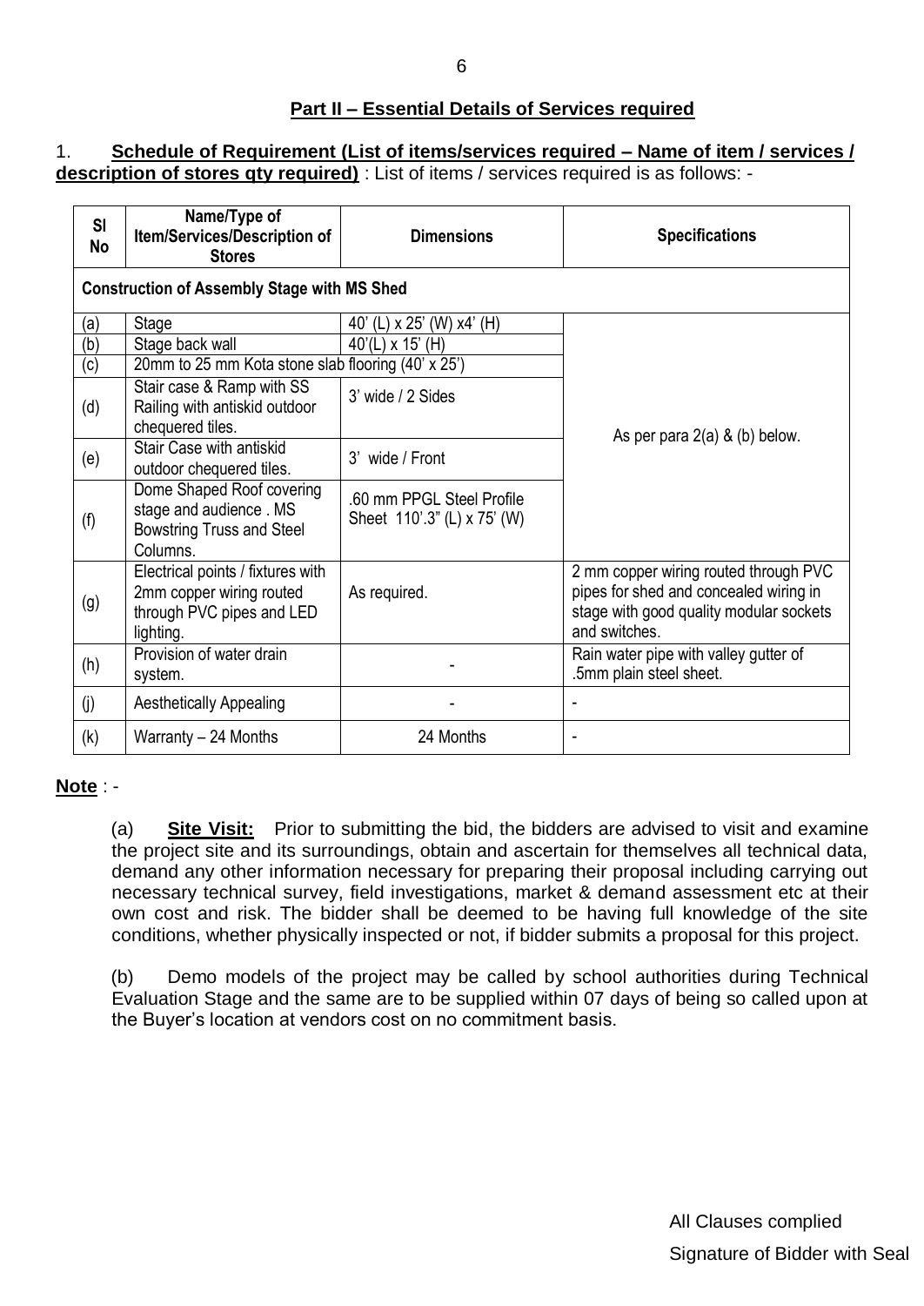## Part II – Essential Details of Services required

1. **Schedule of Requirement (List of items/services required – Name of item / services / description of stores qty required)** : List of items / services required is as follows: -

| Sl No | Name/Type of Item/Services/Description of Stores | Dimensions | Specifications |
|---|---|---|---|
| **Construction of Assembly Stage with MS Shed** | | | |
| (a) | Stage | 40' (L) x 25' (W) x4' (H) | As per para 2(a) & (b) below. |
| (b) | Stage back wall | 40'(L) x 15' (H) | |
| (c) | 20mm to 25 mm Kota stone slab flooring (40' x 25') | | |
| (d) | Stair case & Ramp with SS Railing with antiskid outdoor chequered tiles. | 3' wide / 2 Sides | |
| (e) | Stair Case with antiskid outdoor chequered tiles. | 3' wide / Front | |
| (f) | Dome Shaped Roof covering stage and audience . MS Bowstring Truss and Steel Columns. | .60 mm PPGL Steel Profile Sheet 110'.3" (L) x 75' (W) | |
| (g) | Electrical points / fixtures with 2mm copper wiring routed through PVC pipes and LED lighting. | As required. | 2 mm copper wiring routed through PVC pipes for shed and concealed wiring in stage with good quality modular sockets and switches. |
| (h) | Provision of water drain system. | - | Rain water pipe with valley gutter of .5mm plain steel sheet. |
| (j) | Aesthetically Appealing | - | - |
| (k) | Warranty – 24 Months | 24 Months | - |

**Note** : -

(a) **Site Visit:** Prior to submitting the bid, the bidders are advised to visit and examine the project site and its surroundings, obtain and ascertain for themselves all technical data, demand any other information necessary for preparing their proposal including carrying out necessary technical survey, field investigations, market & demand assessment etc at their own cost and risk. The bidder shall be deemed to be having full knowledge of the site conditions, whether physically inspected or not, if bidder submits a proposal for this project.

(b) Demo models of the project may be called by school authorities during Technical Evaluation Stage and the same are to be supplied within 07 days of being so called upon at the Buyer's location at vendors cost on no commitment basis.

All Clauses complied

Signature of Bidder with Seal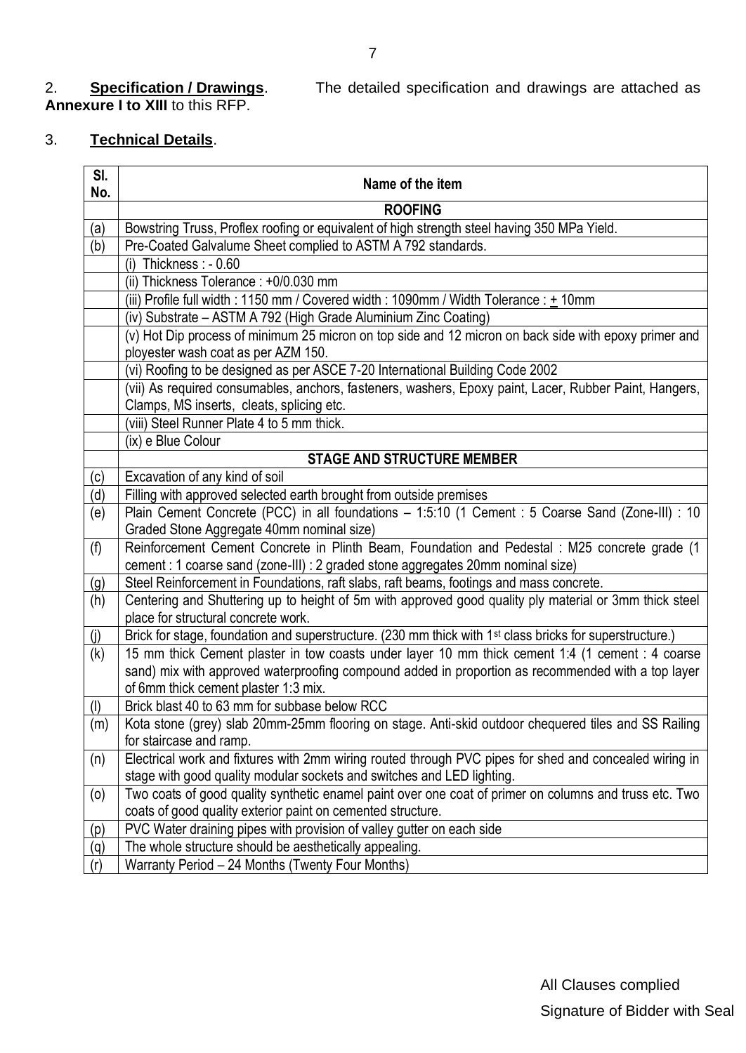2. **Specification / Drawings**. The detailed specification and drawings are attached as **Annexure I to XIII** to this RFP.

3. **Technical Details**.

| Sl. No. | Name of the item |
|---|---|
| | **ROOFING** |
| (a) | Bowstring Truss, Proflex roofing or equivalent of high strength steel having 350 MPa Yield. |
| (b) | Pre-Coated Galvalume Sheet complied to ASTM A 792 standards. |
| | (i) Thickness : - 0.60 |
| | (ii) Thickness Tolerance : +0/0.030 mm |
| | (iii) Profile full width : 1150 mm / Covered width : 1090mm / Width Tolerance : ± 10mm |
| | (iv) Substrate – ASTM A 792 (High Grade Aluminium Zinc Coating) |
| | (v) Hot Dip process of minimum 25 micron on top side and 12 micron on back side with epoxy primer and ployester wash coat as per AZM 150. |
| | (vi) Roofing to be designed as per ASCE 7-20 International Building Code 2002 |
| | (vii) As required consumables, anchors, fasteners, washers, Epoxy paint, Lacer, Rubber Paint, Hangers, Clamps, MS inserts, cleats, splicing etc. |
| | (viii) Steel Runner Plate 4 to 5 mm thick. |
| | (ix) e Blue Colour |
| | **STAGE AND STRUCTURE MEMBER** |
| (c) | Excavation of any kind of soil |
| (d) | Filling with approved selected earth brought from outside premises |
| (e) | Plain Cement Concrete (PCC) in all foundations – 1:5:10 (1 Cement : 5 Coarse Sand (Zone-III) : 10 Graded Stone Aggregate 40mm nominal size) |
| (f) | Reinforcement Cement Concrete in Plinth Beam, Foundation and Pedestal : M25 concrete grade (1 cement : 1 coarse sand (zone-III) : 2 graded stone aggregates 20mm nominal size) |
| (g) | Steel Reinforcement in Foundations, raft slabs, raft beams, footings and mass concrete. |
| (h) | Centering and Shuttering up to height of 5m with approved good quality ply material or 3mm thick steel place for structural concrete work. |
| (j) | Brick for stage, foundation and superstructure. (230 mm thick with 1st class bricks for superstructure.) |
| (k) | 15 mm thick Cement plaster in tow coasts under layer 10 mm thick cement 1:4 (1 cement : 4 coarse sand) mix with approved waterproofing compound added in proportion as recommended with a top layer of 6mm thick cement plaster 1:3 mix. |
| (l) | Brick blast 40 to 63 mm for subbase below RCC |
| (m) | Kota stone (grey) slab 20mm-25mm flooring on stage. Anti-skid outdoor chequered tiles and SS Railing for staircase and ramp. |
| (n) | Electrical work and fixtures with 2mm wiring routed through PVC pipes for shed and concealed wiring in stage with good quality modular sockets and switches and LED lighting. |
| (o) | Two coats of good quality synthetic enamel paint over one coat of primer on columns and truss etc. Two coats of good quality exterior paint on cemented structure. |
| (p) | PVC Water draining pipes with provision of valley gutter on each side |
| (q) | The whole structure should be aesthetically appealing. |
| (r) | Warranty Period – 24 Months (Twenty Four Months) |

All Clauses complied

Signature of Bidder with Seal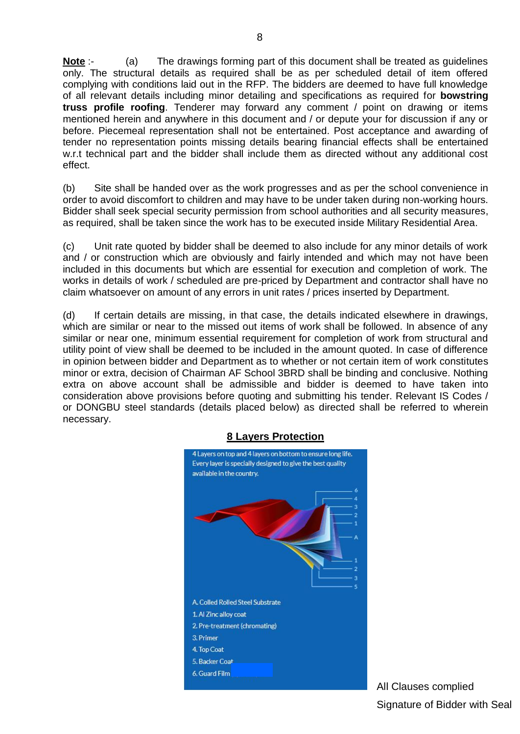**Note** :- (a) The drawings forming part of this document shall be treated as guidelines only. The structural details as required shall be as per scheduled detail of item offered complying with conditions laid out in the RFP. The bidders are deemed to have full knowledge of all relevant details including minor detailing and specifications as required for **bowstring truss profile roofing**. Tenderer may forward any comment / point on drawing or items mentioned herein and anywhere in this document and / or depute your for discussion if any or before. Piecemeal representation shall not be entertained. Post acceptance and awarding of tender no representation points missing details bearing financial effects shall be entertained w.r.t technical part and the bidder shall include them as directed without any additional cost effect.

(b) Site shall be handed over as the work progresses and as per the school convenience in order to avoid discomfort to children and may have to be under taken during non-working hours. Bidder shall seek special security permission from school authorities and all security measures, as required, shall be taken since the work has to be executed inside Military Residential Area.

(c) Unit rate quoted by bidder shall be deemed to also include for any minor details of work and / or construction which are obviously and fairly intended and which may not have been included in this documents but which are essential for execution and completion of work. The works in details of work / scheduled are pre-priced by Department and contractor shall have no claim whatsoever on amount of any errors in unit rates / prices inserted by Department.

(d) If certain details are missing, in that case, the details indicated elsewhere in drawings, which are similar or near to the missed out items of work shall be followed. In absence of any similar or near one, minimum essential requirement for completion of work from structural and utility point of view shall be deemed to be included in the amount quoted. In case of difference in opinion between bidder and Department as to whether or not certain item of work constitutes minor or extra, decision of Chairman AF School 3BRD shall be binding and conclusive. Nothing extra on above account shall be admissible and bidder is deemed to have taken into consideration above provisions before quoting and submitting his tender. Relevant IS Codes / or DONGBU steel standards (details placed below) as directed shall be referred to wherein necessary.

## 8 Layers Protection

4 Layers on top and 4 layers on bottom to ensure long life. Every layer is specially designed to give the best quality available in the country.

A. Colled Rolled Steel Substrate
1. Al Zinc alloy coat
2. Pre-treatment (chromating)
3. Primer
4. Top Coat
5. Backer Coat
6. Guard Film

All Clauses complied

Signature of Bidder with Seal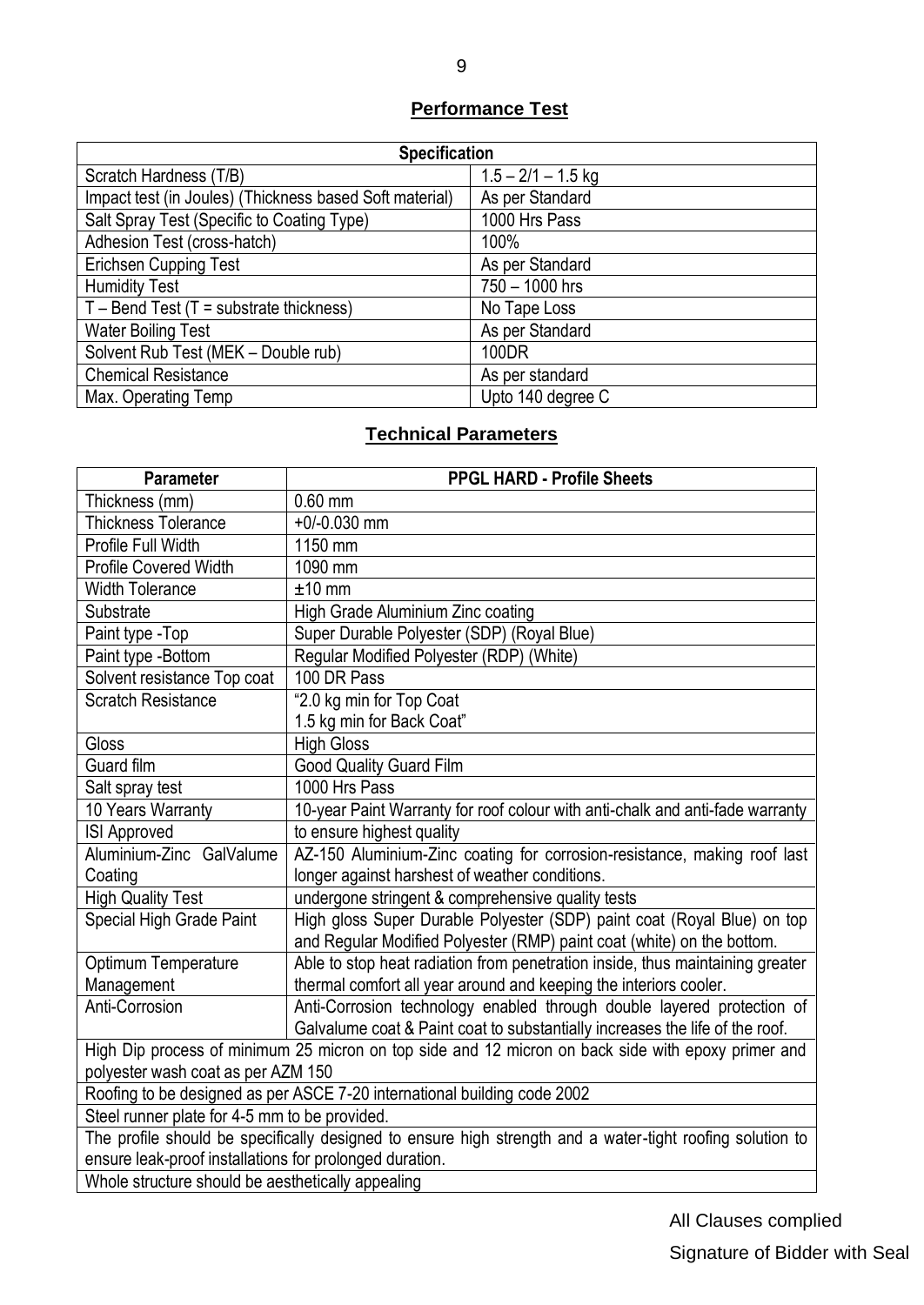## Performance Test

| Specification | |
|---|---|
| Scratch Hardness (T/B) | 1.5 – 2/1 – 1.5 kg |
| Impact test (in Joules) (Thickness based Soft material) | As per Standard |
| Salt Spray Test (Specific to Coating Type) | 1000 Hrs Pass |
| Adhesion Test (cross-hatch) | 100% |
| Erichsen Cupping Test | As per Standard |
| Humidity Test | 750 – 1000 hrs |
| T – Bend Test (T = substrate thickness) | No Tape Loss |
| Water Boiling Test | As per Standard |
| Solvent Rub Test (MEK – Double rub) | 100DR |
| Chemical Resistance | As per standard |
| Max. Operating Temp | Upto 140 degree C |

## Technical Parameters

| Parameter | PPGL HARD - Profile Sheets |
|---|---|
| Thickness (mm) | 0.60 mm |
| Thickness Tolerance | +0/-0.030 mm |
| Profile Full Width | 1150 mm |
| Profile Covered Width | 1090 mm |
| Width Tolerance | ±10 mm |
| Substrate | High Grade Aluminium Zinc coating |
| Paint type -Top | Super Durable Polyester (SDP) (Royal Blue) |
| Paint type -Bottom | Regular Modified Polyester (RDP) (White) |
| Solvent resistance Top coat | 100 DR Pass |
| Scratch Resistance | "2.0 kg min for Top Coat<br>1.5 kg min for Back Coat" |
| Gloss | High Gloss |
| Guard film | Good Quality Guard Film |
| Salt spray test | 1000 Hrs Pass |
| 10 Years Warranty | 10-year Paint Warranty for roof colour with anti-chalk and anti-fade warranty |
| ISI Approved | to ensure highest quality |
| Aluminium-Zinc GalValume Coating | AZ-150 Aluminium-Zinc coating for corrosion-resistance, making roof last longer against harshest of weather conditions. |
| High Quality Test | undergone stringent & comprehensive quality tests |
| Special High Grade Paint | High gloss Super Durable Polyester (SDP) paint coat (Royal Blue) on top and Regular Modified Polyester (RMP) paint coat (white) on the bottom. |
| Optimum Temperature Management | Able to stop heat radiation from penetration inside, thus maintaining greater thermal comfort all year around and keeping the interiors cooler. |
| Anti-Corrosion | Anti-Corrosion technology enabled through double layered protection of Galvalume coat & Paint coat to substantially increases the life of the roof. |
| High Dip process of minimum 25 micron on top side and 12 micron on back side with epoxy primer and polyester wash coat as per AZM 150 | |
| Roofing to be designed as per ASCE 7-20 international building code 2002 | |
| Steel runner plate for 4-5 mm to be provided. | |
| The profile should be specifically designed to ensure high strength and a water-tight roofing solution to ensure leak-proof installations for prolonged duration. | |
| Whole structure should be aesthetically appealing | |

All Clauses complied

Signature of Bidder with Seal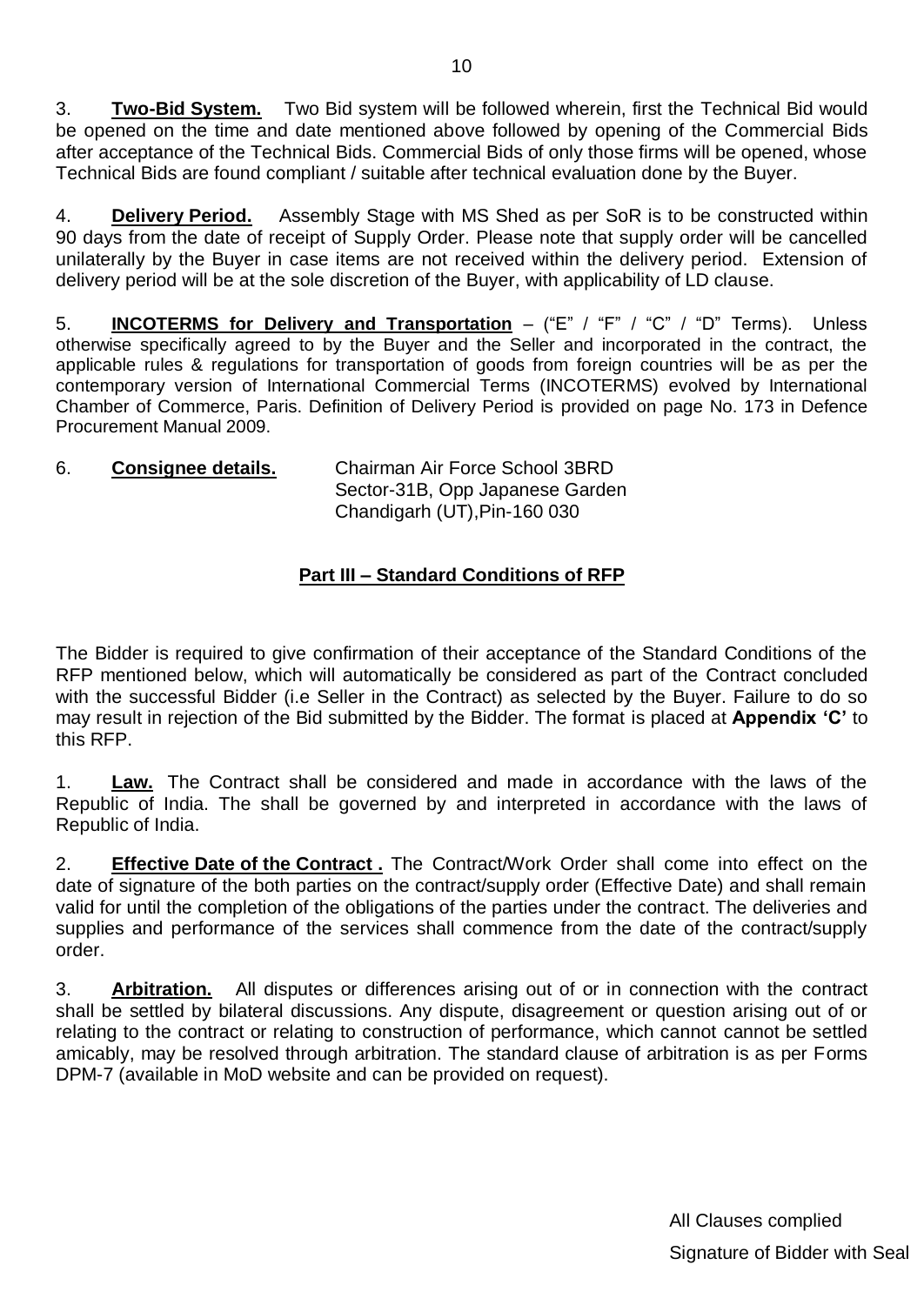3. **Two-Bid System.** Two Bid system will be followed wherein, first the Technical Bid would be opened on the time and date mentioned above followed by opening of the Commercial Bids after acceptance of the Technical Bids. Commercial Bids of only those firms will be opened, whose Technical Bids are found compliant / suitable after technical evaluation done by the Buyer.

4. **Delivery Period.** Assembly Stage with MS Shed as per SoR is to be constructed within 90 days from the date of receipt of Supply Order. Please note that supply order will be cancelled unilaterally by the Buyer in case items are not received within the delivery period. Extension of delivery period will be at the sole discretion of the Buyer, with applicability of LD clause.

5. **INCOTERMS for Delivery and Transportation** – ("E" / "F" / "C" / "D" Terms). Unless otherwise specifically agreed to by the Buyer and the Seller and incorporated in the contract, the applicable rules & regulations for transportation of goods from foreign countries will be as per the contemporary version of International Commercial Terms (INCOTERMS) evolved by International Chamber of Commerce, Paris. Definition of Delivery Period is provided on page No. 173 in Defence Procurement Manual 2009.

6. **Consignee details.** Chairman Air Force School 3BRD
Sector-31B, Opp Japanese Garden
Chandigarh (UT),Pin-160 030

## Part III – Standard Conditions of RFP

The Bidder is required to give confirmation of their acceptance of the Standard Conditions of the RFP mentioned below, which will automatically be considered as part of the Contract concluded with the successful Bidder (i.e Seller in the Contract) as selected by the Buyer. Failure to do so may result in rejection of the Bid submitted by the Bidder. The format is placed at **Appendix 'C'** to this RFP.

1. **Law.** The Contract shall be considered and made in accordance with the laws of the Republic of India. The shall be governed by and interpreted in accordance with the laws of Republic of India.

2. **Effective Date of the Contract .** The Contract/Work Order shall come into effect on the date of signature of the both parties on the contract/supply order (Effective Date) and shall remain valid for until the completion of the obligations of the parties under the contract. The deliveries and supplies and performance of the services shall commence from the date of the contract/supply order.

3. **Arbitration.** All disputes or differences arising out of or in connection with the contract shall be settled by bilateral discussions. Any dispute, disagreement or question arising out of or relating to the contract or relating to construction of performance, which cannot cannot be settled amicably, may be resolved through arbitration. The standard clause of arbitration is as per Forms DPM-7 (available in MoD website and can be provided on request).

All Clauses complied
Signature of Bidder with Seal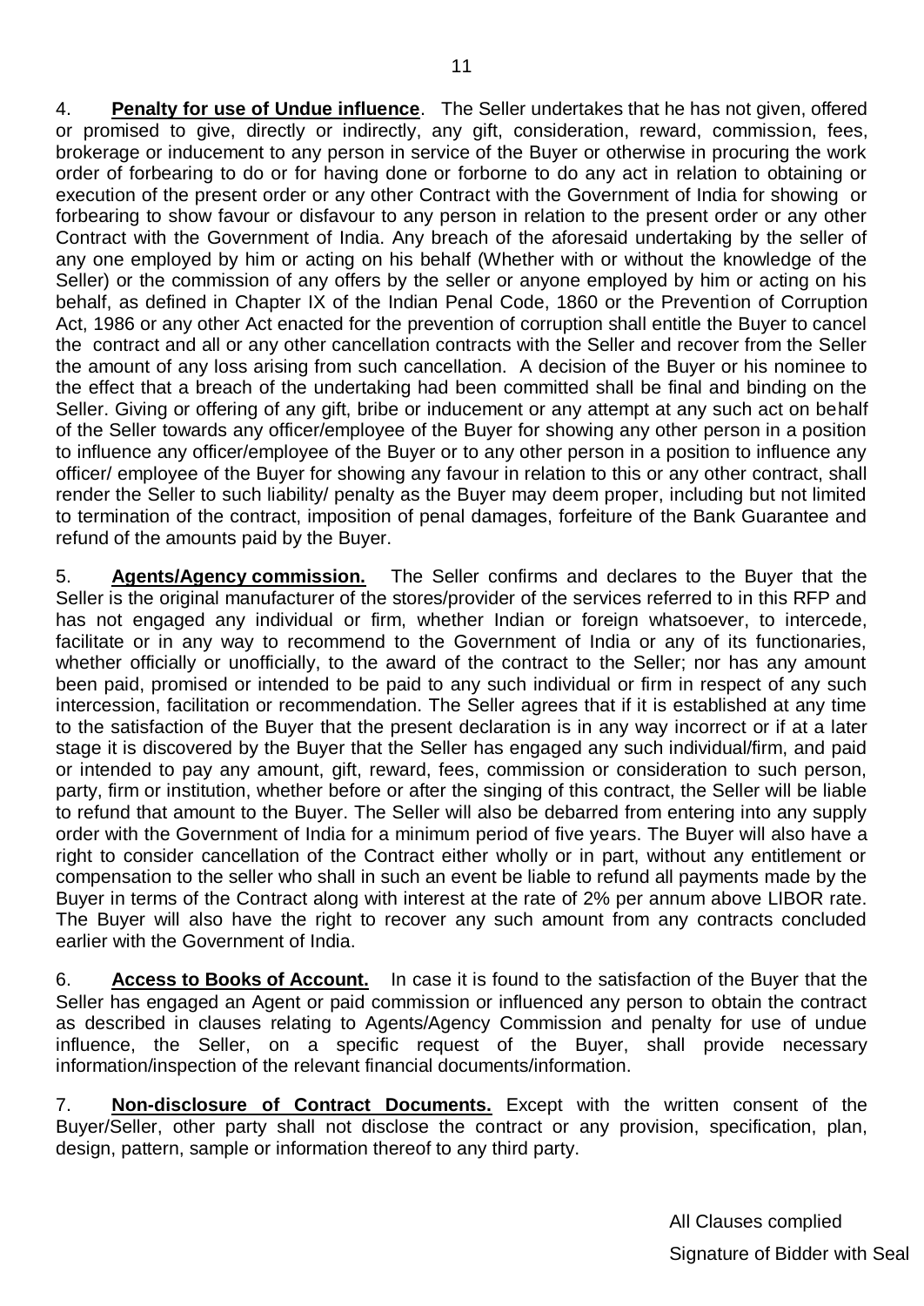4. **Penalty for use of Undue influence**. The Seller undertakes that he has not given, offered or promised to give, directly or indirectly, any gift, consideration, reward, commission, fees, brokerage or inducement to any person in service of the Buyer or otherwise in procuring the work order of forbearing to do or for having done or forborne to do any act in relation to obtaining or execution of the present order or any other Contract with the Government of India for showing or forbearing to show favour or disfavour to any person in relation to the present order or any other Contract with the Government of India. Any breach of the aforesaid undertaking by the seller of any one employed by him or acting on his behalf (Whether with or without the knowledge of the Seller) or the commission of any offers by the seller or anyone employed by him or acting on his behalf, as defined in Chapter IX of the Indian Penal Code, 1860 or the Prevention of Corruption Act, 1986 or any other Act enacted for the prevention of corruption shall entitle the Buyer to cancel the contract and all or any other cancellation contracts with the Seller and recover from the Seller the amount of any loss arising from such cancellation. A decision of the Buyer or his nominee to the effect that a breach of the undertaking had been committed shall be final and binding on the Seller. Giving or offering of any gift, bribe or inducement or any attempt at any such act on behalf of the Seller towards any officer/employee of the Buyer for showing any other person in a position to influence any officer/employee of the Buyer or to any other person in a position to influence any officer/ employee of the Buyer for showing any favour in relation to this or any other contract, shall render the Seller to such liability/ penalty as the Buyer may deem proper, including but not limited to termination of the contract, imposition of penal damages, forfeiture of the Bank Guarantee and refund of the amounts paid by the Buyer.

5. **Agents/Agency commission.** The Seller confirms and declares to the Buyer that the Seller is the original manufacturer of the stores/provider of the services referred to in this RFP and has not engaged any individual or firm, whether Indian or foreign whatsoever, to intercede, facilitate or in any way to recommend to the Government of India or any of its functionaries, whether officially or unofficially, to the award of the contract to the Seller; nor has any amount been paid, promised or intended to be paid to any such individual or firm in respect of any such intercession, facilitation or recommendation. The Seller agrees that if it is established at any time to the satisfaction of the Buyer that the present declaration is in any way incorrect or if at a later stage it is discovered by the Buyer that the Seller has engaged any such individual/firm, and paid or intended to pay any amount, gift, reward, fees, commission or consideration to such person, party, firm or institution, whether before or after the singing of this contract, the Seller will be liable to refund that amount to the Buyer. The Seller will also be debarred from entering into any supply order with the Government of India for a minimum period of five years. The Buyer will also have a right to consider cancellation of the Contract either wholly or in part, without any entitlement or compensation to the seller who shall in such an event be liable to refund all payments made by the Buyer in terms of the Contract along with interest at the rate of 2% per annum above LIBOR rate. The Buyer will also have the right to recover any such amount from any contracts concluded earlier with the Government of India.

6. **Access to Books of Account.** In case it is found to the satisfaction of the Buyer that the Seller has engaged an Agent or paid commission or influenced any person to obtain the contract as described in clauses relating to Agents/Agency Commission and penalty for use of undue influence, the Seller, on a specific request of the Buyer, shall provide necessary information/inspection of the relevant financial documents/information.

7. **Non-disclosure of Contract Documents.** Except with the written consent of the Buyer/Seller, other party shall not disclose the contract or any provision, specification, plan, design, pattern, sample or information thereof to any third party.

All Clauses complied

Signature of Bidder with Seal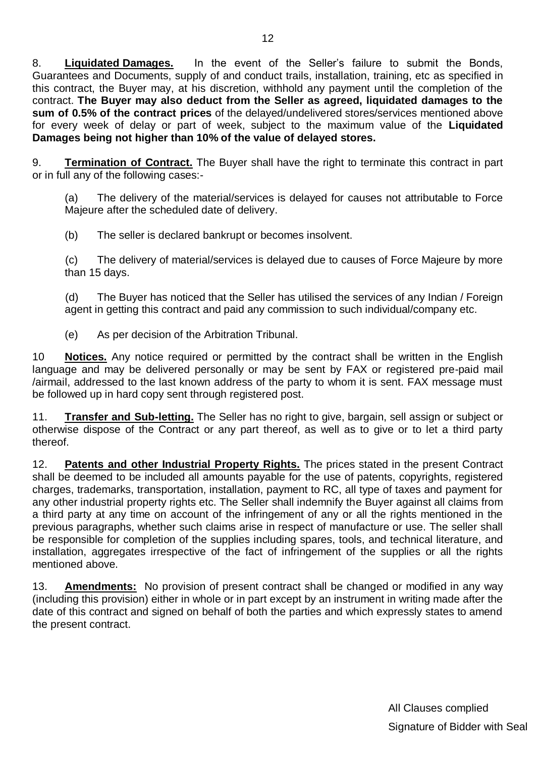8. **Liquidated Damages.** In the event of the Seller's failure to submit the Bonds, Guarantees and Documents, supply of and conduct trails, installation, training, etc as specified in this contract, the Buyer may, at his discretion, withhold any payment until the completion of the contract. **The Buyer may also deduct from the Seller as agreed, liquidated damages to the sum of 0.5% of the contract prices** of the delayed/undelivered stores/services mentioned above for every week of delay or part of week, subject to the maximum value of the **Liquidated Damages being not higher than 10% of the value of delayed stores.**

9. **Termination of Contract.** The Buyer shall have the right to terminate this contract in part or in full any of the following cases:-

(a) The delivery of the material/services is delayed for causes not attributable to Force Majeure after the scheduled date of delivery.

(b) The seller is declared bankrupt or becomes insolvent.

(c) The delivery of material/services is delayed due to causes of Force Majeure by more than 15 days.

(d) The Buyer has noticed that the Seller has utilised the services of any Indian / Foreign agent in getting this contract and paid any commission to such individual/company etc.

(e) As per decision of the Arbitration Tribunal.

10 **Notices.** Any notice required or permitted by the contract shall be written in the English language and may be delivered personally or may be sent by FAX or registered pre-paid mail /airmail, addressed to the last known address of the party to whom it is sent. FAX message must be followed up in hard copy sent through registered post.

11. **Transfer and Sub-letting.** The Seller has no right to give, bargain, sell assign or subject or otherwise dispose of the Contract or any part thereof, as well as to give or to let a third party thereof.

12. **Patents and other Industrial Property Rights.** The prices stated in the present Contract shall be deemed to be included all amounts payable for the use of patents, copyrights, registered charges, trademarks, transportation, installation, payment to RC, all type of taxes and payment for any other industrial property rights etc. The Seller shall indemnify the Buyer against all claims from a third party at any time on account of the infringement of any or all the rights mentioned in the previous paragraphs, whether such claims arise in respect of manufacture or use. The seller shall be responsible for completion of the supplies including spares, tools, and technical literature, and installation, aggregates irrespective of the fact of infringement of the supplies or all the rights mentioned above.

13. **Amendments:** No provision of present contract shall be changed or modified in any way (including this provision) either in whole or in part except by an instrument in writing made after the date of this contract and signed on behalf of both the parties and which expressly states to amend the present contract.

All Clauses complied

Signature of Bidder with Seal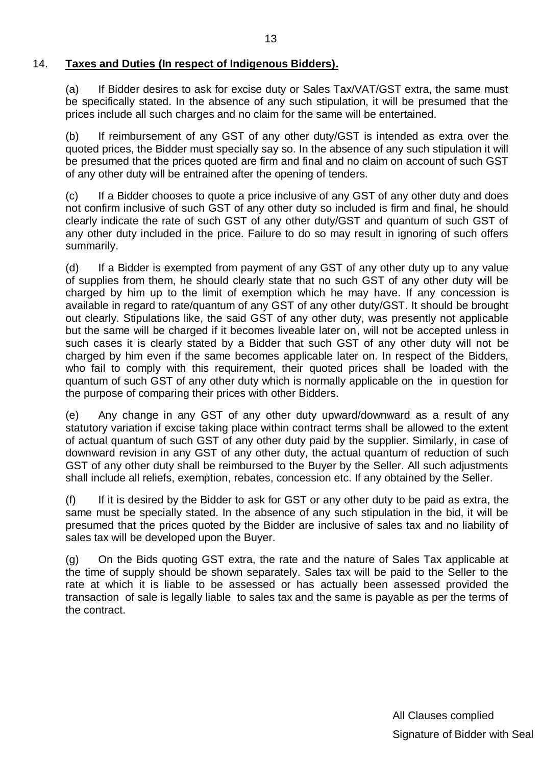14. **Taxes and Duties (In respect of Indigenous Bidders).**

(a) If Bidder desires to ask for excise duty or Sales Tax/VAT/GST extra, the same must be specifically stated. In the absence of any such stipulation, it will be presumed that the prices include all such charges and no claim for the same will be entertained.

(b) If reimbursement of any GST of any other duty/GST is intended as extra over the quoted prices, the Bidder must specially say so. In the absence of any such stipulation it will be presumed that the prices quoted are firm and final and no claim on account of such GST of any other duty will be entrained after the opening of tenders.

(c) If a Bidder chooses to quote a price inclusive of any GST of any other duty and does not confirm inclusive of such GST of any other duty so included is firm and final, he should clearly indicate the rate of such GST of any other duty/GST and quantum of such GST of any other duty included in the price. Failure to do so may result in ignoring of such offers summarily.

(d) If a Bidder is exempted from payment of any GST of any other duty up to any value of supplies from them, he should clearly state that no such GST of any other duty will be charged by him up to the limit of exemption which he may have. If any concession is available in regard to rate/quantum of any GST of any other duty/GST. It should be brought out clearly. Stipulations like, the said GST of any other duty, was presently not applicable but the same will be charged if it becomes liveable later on, will not be accepted unless in such cases it is clearly stated by a Bidder that such GST of any other duty will not be charged by him even if the same becomes applicable later on. In respect of the Bidders, who fail to comply with this requirement, their quoted prices shall be loaded with the quantum of such GST of any other duty which is normally applicable on the in question for the purpose of comparing their prices with other Bidders.

(e) Any change in any GST of any other duty upward/downward as a result of any statutory variation if excise taking place within contract terms shall be allowed to the extent of actual quantum of such GST of any other duty paid by the supplier. Similarly, in case of downward revision in any GST of any other duty, the actual quantum of reduction of such GST of any other duty shall be reimbursed to the Buyer by the Seller. All such adjustments shall include all reliefs, exemption, rebates, concession etc. If any obtained by the Seller.

(f) If it is desired by the Bidder to ask for GST or any other duty to be paid as extra, the same must be specially stated. In the absence of any such stipulation in the bid, it will be presumed that the prices quoted by the Bidder are inclusive of sales tax and no liability of sales tax will be developed upon the Buyer.

(g) On the Bids quoting GST extra, the rate and the nature of Sales Tax applicable at the time of supply should be shown separately. Sales tax will be paid to the Seller to the rate at which it is liable to be assessed or has actually been assessed provided the transaction of sale is legally liable to sales tax and the same is payable as per the terms of the contract.

All Clauses complied

Signature of Bidder with Seal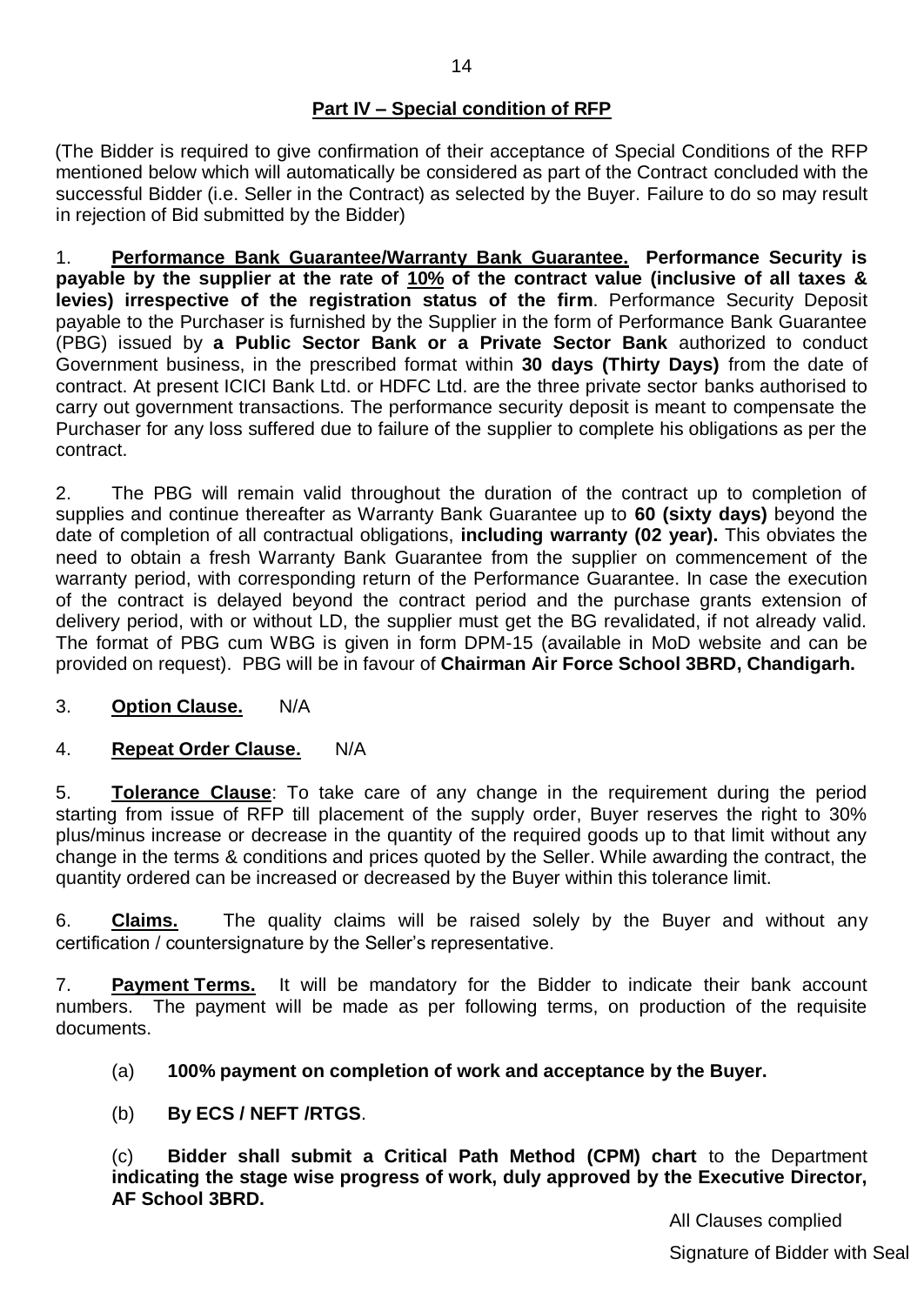## Part IV – Special condition of RFP

(The Bidder is required to give confirmation of their acceptance of Special Conditions of the RFP mentioned below which will automatically be considered as part of the Contract concluded with the successful Bidder (i.e. Seller in the Contract) as selected by the Buyer. Failure to do so may result in rejection of Bid submitted by the Bidder)

1. **Performance Bank Guarantee/Warranty Bank Guarantee. Performance Security is payable by the supplier at the rate of 10% of the contract value (inclusive of all taxes & levies) irrespective of the registration status of the firm**. Performance Security Deposit payable to the Purchaser is furnished by the Supplier in the form of Performance Bank Guarantee (PBG) issued by **a Public Sector Bank or a Private Sector Bank** authorized to conduct Government business, in the prescribed format within **30 days (Thirty Days)** from the date of contract. At present ICICI Bank Ltd. or HDFC Ltd. are the three private sector banks authorised to carry out government transactions. The performance security deposit is meant to compensate the Purchaser for any loss suffered due to failure of the supplier to complete his obligations as per the contract.

2. The PBG will remain valid throughout the duration of the contract up to completion of supplies and continue thereafter as Warranty Bank Guarantee up to **60 (sixty days)** beyond the date of completion of all contractual obligations, **including warranty (02 year).** This obviates the need to obtain a fresh Warranty Bank Guarantee from the supplier on commencement of the warranty period, with corresponding return of the Performance Guarantee. In case the execution of the contract is delayed beyond the contract period and the purchase grants extension of delivery period, with or without LD, the supplier must get the BG revalidated, if not already valid. The format of PBG cum WBG is given in form DPM-15 (available in MoD website and can be provided on request). PBG will be in favour of **Chairman Air Force School 3BRD, Chandigarh.**

3. **Option Clause.** N/A

4. **Repeat Order Clause.** N/A

5. **Tolerance Clause**: To take care of any change in the requirement during the period starting from issue of RFP till placement of the supply order, Buyer reserves the right to 30% plus/minus increase or decrease in the quantity of the required goods up to that limit without any change in the terms & conditions and prices quoted by the Seller. While awarding the contract, the quantity ordered can be increased or decreased by the Buyer within this tolerance limit.

6. **Claims.** The quality claims will be raised solely by the Buyer and without any certification / countersignature by the Seller's representative.

7. **Payment Terms.** It will be mandatory for the Bidder to indicate their bank account numbers. The payment will be made as per following terms, on production of the requisite documents.

(a) **100% payment on completion of work and acceptance by the Buyer.**

(b) **By ECS / NEFT /RTGS**.

(c) **Bidder shall submit a Critical Path Method (CPM) chart** to the Department **indicating the stage wise progress of work, duly approved by the Executive Director, AF School 3BRD.**

All Clauses complied

Signature of Bidder with Seal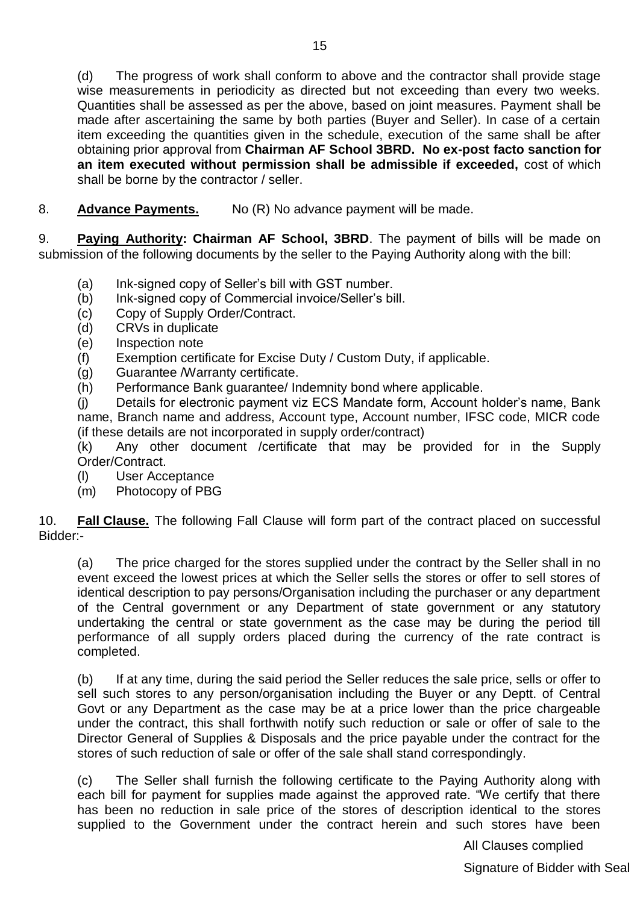(d) The progress of work shall conform to above and the contractor shall provide stage wise measurements in periodicity as directed but not exceeding than every two weeks. Quantities shall be assessed as per the above, based on joint measures. Payment shall be made after ascertaining the same by both parties (Buyer and Seller). In case of a certain item exceeding the quantities given in the schedule, execution of the same shall be after obtaining prior approval from **Chairman AF School 3BRD. No ex-post facto sanction for an item executed without permission shall be admissible if exceeded,** cost of which shall be borne by the contractor / seller.

8. **Advance Payments.** No (R) No advance payment will be made.

9. **Paying Authority: Chairman AF School, 3BRD**. The payment of bills will be made on submission of the following documents by the seller to the Paying Authority along with the bill:

(a) Ink-signed copy of Seller's bill with GST number.
(b) Ink-signed copy of Commercial invoice/Seller's bill.
(c) Copy of Supply Order/Contract.
(d) CRVs in duplicate
(e) Inspection note
(f) Exemption certificate for Excise Duty / Custom Duty, if applicable.
(g) Guarantee /Warranty certificate.
(h) Performance Bank guarantee/ Indemnity bond where applicable.
(j) Details for electronic payment viz ECS Mandate form, Account holder's name, Bank name, Branch name and address, Account type, Account number, IFSC code, MICR code (if these details are not incorporated in supply order/contract)
(k) Any other document /certificate that may be provided for in the Supply Order/Contract.
(l) User Acceptance
(m) Photocopy of PBG

10. **Fall Clause.** The following Fall Clause will form part of the contract placed on successful Bidder:-

(a) The price charged for the stores supplied under the contract by the Seller shall in no event exceed the lowest prices at which the Seller sells the stores or offer to sell stores of identical description to pay persons/Organisation including the purchaser or any department of the Central government or any Department of state government or any statutory undertaking the central or state government as the case may be during the period till performance of all supply orders placed during the currency of the rate contract is completed.

(b) If at any time, during the said period the Seller reduces the sale price, sells or offer to sell such stores to any person/organisation including the Buyer or any Deptt. of Central Govt or any Department as the case may be at a price lower than the price chargeable under the contract, this shall forthwith notify such reduction or sale or offer of sale to the Director General of Supplies & Disposals and the price payable under the contract for the stores of such reduction of sale or offer of the sale shall stand correspondingly.

(c) The Seller shall furnish the following certificate to the Paying Authority along with each bill for payment for supplies made against the approved rate. "We certify that there has been no reduction in sale price of the stores of description identical to the stores supplied to the Government under the contract herein and such stores have been

All Clauses complied

Signature of Bidder with Seal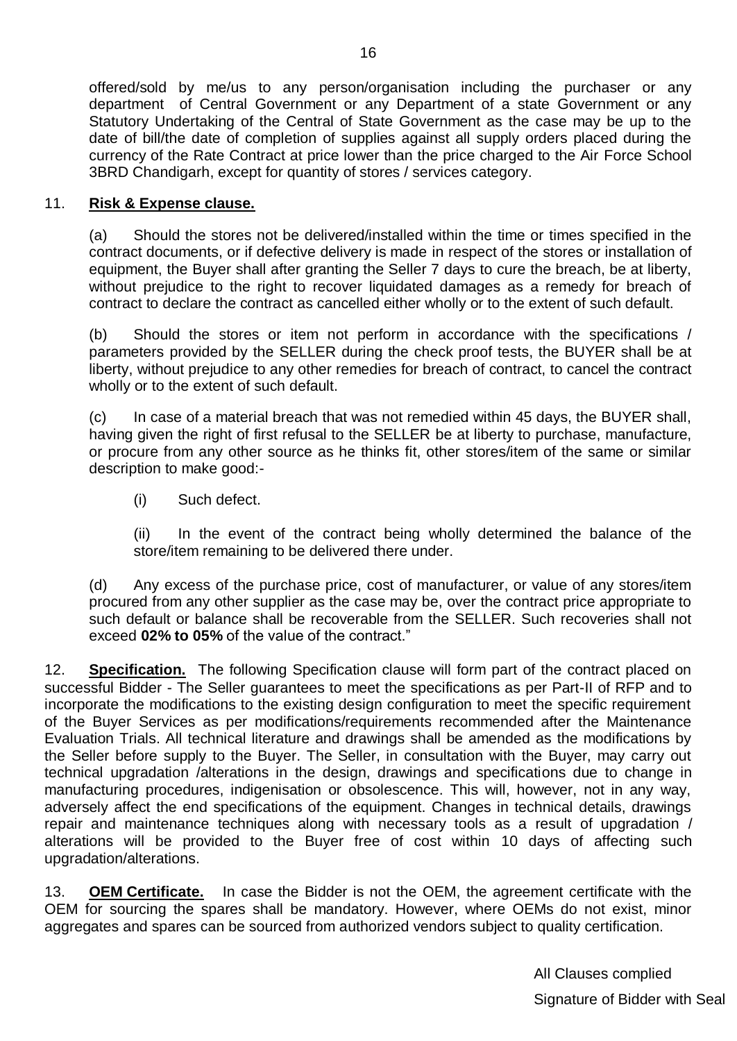offered/sold by me/us to any person/organisation including the purchaser or any department of Central Government or any Department of a state Government or any Statutory Undertaking of the Central of State Government as the case may be up to the date of bill/the date of completion of supplies against all supply orders placed during the currency of the Rate Contract at price lower than the price charged to the Air Force School 3BRD Chandigarh, except for quantity of stores / services category.

11. **Risk & Expense clause.**

(a) Should the stores not be delivered/installed within the time or times specified in the contract documents, or if defective delivery is made in respect of the stores or installation of equipment, the Buyer shall after granting the Seller 7 days to cure the breach, be at liberty, without prejudice to the right to recover liquidated damages as a remedy for breach of contract to declare the contract as cancelled either wholly or to the extent of such default.

(b) Should the stores or item not perform in accordance with the specifications / parameters provided by the SELLER during the check proof tests, the BUYER shall be at liberty, without prejudice to any other remedies for breach of contract, to cancel the contract wholly or to the extent of such default.

(c) In case of a material breach that was not remedied within 45 days, the BUYER shall, having given the right of first refusal to the SELLER be at liberty to purchase, manufacture, or procure from any other source as he thinks fit, other stores/item of the same or similar description to make good:-

(i) Such defect.

(ii) In the event of the contract being wholly determined the balance of the store/item remaining to be delivered there under.

(d) Any excess of the purchase price, cost of manufacturer, or value of any stores/item procured from any other supplier as the case may be, over the contract price appropriate to such default or balance shall be recoverable from the SELLER. Such recoveries shall not exceed **02% to 05%** of the value of the contract."

12. **Specification.** The following Specification clause will form part of the contract placed on successful Bidder - The Seller guarantees to meet the specifications as per Part-II of RFP and to incorporate the modifications to the existing design configuration to meet the specific requirement of the Buyer Services as per modifications/requirements recommended after the Maintenance Evaluation Trials. All technical literature and drawings shall be amended as the modifications by the Seller before supply to the Buyer. The Seller, in consultation with the Buyer, may carry out technical upgradation /alterations in the design, drawings and specifications due to change in manufacturing procedures, indigenisation or obsolescence. This will, however, not in any way, adversely affect the end specifications of the equipment. Changes in technical details, drawings repair and maintenance techniques along with necessary tools as a result of upgradation / alterations will be provided to the Buyer free of cost within 10 days of affecting such upgradation/alterations.

13. **OEM Certificate.** In case the Bidder is not the OEM, the agreement certificate with the OEM for sourcing the spares shall be mandatory. However, where OEMs do not exist, minor aggregates and spares can be sourced from authorized vendors subject to quality certification.

All Clauses complied

Signature of Bidder with Seal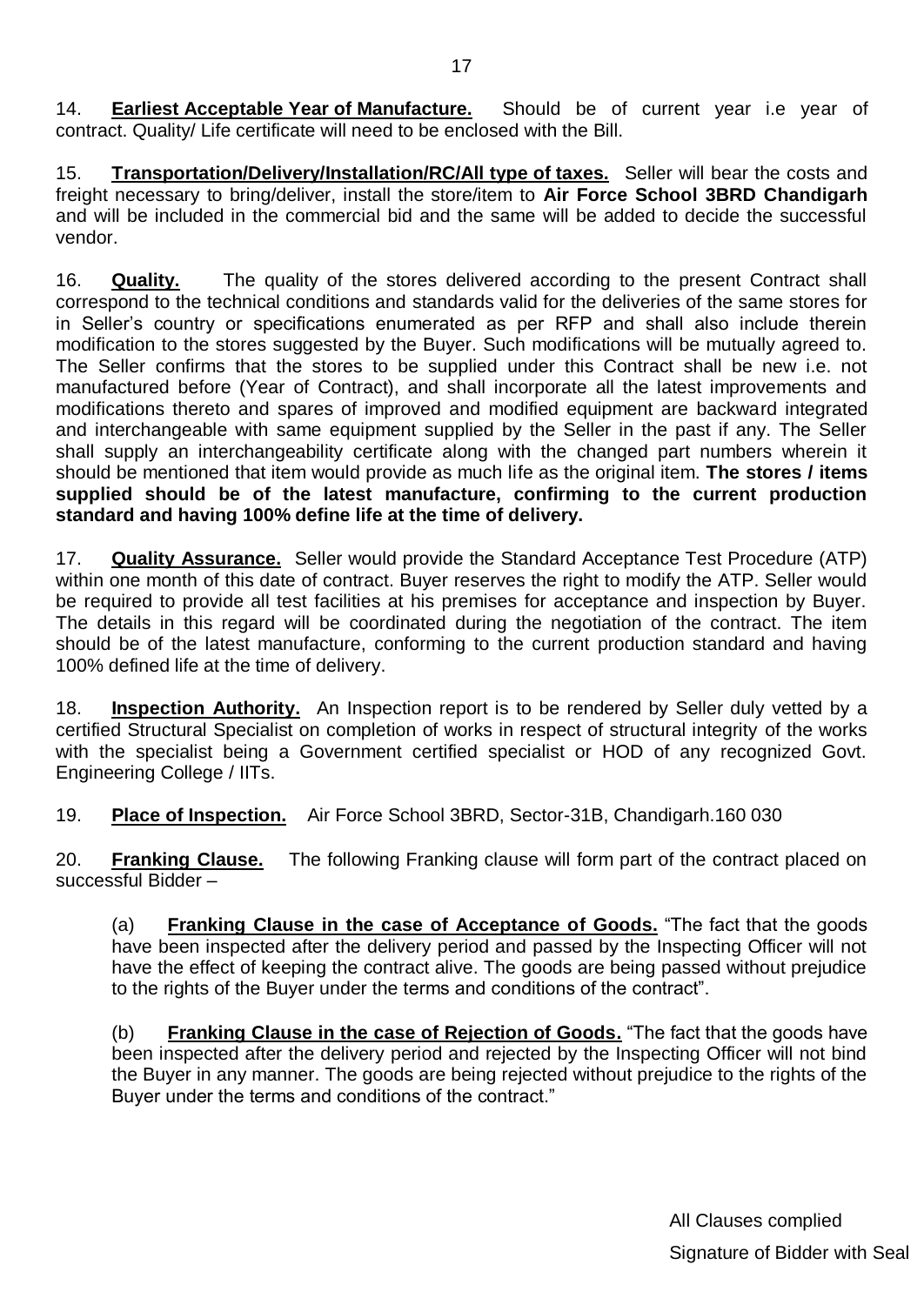14. **Earliest Acceptable Year of Manufacture.** Should be of current year i.e year of contract. Quality/ Life certificate will need to be enclosed with the Bill.

15. **Transportation/Delivery/Installation/RC/All type of taxes.** Seller will bear the costs and freight necessary to bring/deliver, install the store/item to **Air Force School 3BRD Chandigarh** and will be included in the commercial bid and the same will be added to decide the successful vendor.

16. **Quality.** The quality of the stores delivered according to the present Contract shall correspond to the technical conditions and standards valid for the deliveries of the same stores for in Seller's country or specifications enumerated as per RFP and shall also include therein modification to the stores suggested by the Buyer. Such modifications will be mutually agreed to. The Seller confirms that the stores to be supplied under this Contract shall be new i.e. not manufactured before (Year of Contract), and shall incorporate all the latest improvements and modifications thereto and spares of improved and modified equipment are backward integrated and interchangeable with same equipment supplied by the Seller in the past if any. The Seller shall supply an interchangeability certificate along with the changed part numbers wherein it should be mentioned that item would provide as much life as the original item. **The stores / items supplied should be of the latest manufacture, confirming to the current production standard and having 100% define life at the time of delivery.**

17. **Quality Assurance.** Seller would provide the Standard Acceptance Test Procedure (ATP) within one month of this date of contract. Buyer reserves the right to modify the ATP. Seller would be required to provide all test facilities at his premises for acceptance and inspection by Buyer. The details in this regard will be coordinated during the negotiation of the contract. The item should be of the latest manufacture, conforming to the current production standard and having 100% defined life at the time of delivery.

18. **Inspection Authority.** An Inspection report is to be rendered by Seller duly vetted by a certified Structural Specialist on completion of works in respect of structural integrity of the works with the specialist being a Government certified specialist or HOD of any recognized Govt. Engineering College / IITs.

19. **Place of Inspection.** Air Force School 3BRD, Sector-31B, Chandigarh.160 030

20. **Franking Clause.** The following Franking clause will form part of the contract placed on successful Bidder –

(a) **Franking Clause in the case of Acceptance of Goods.** "The fact that the goods have been inspected after the delivery period and passed by the Inspecting Officer will not have the effect of keeping the contract alive. The goods are being passed without prejudice to the rights of the Buyer under the terms and conditions of the contract".

(b) **Franking Clause in the case of Rejection of Goods.** "The fact that the goods have been inspected after the delivery period and rejected by the Inspecting Officer will not bind the Buyer in any manner. The goods are being rejected without prejudice to the rights of the Buyer under the terms and conditions of the contract."

All Clauses complied

Signature of Bidder with Seal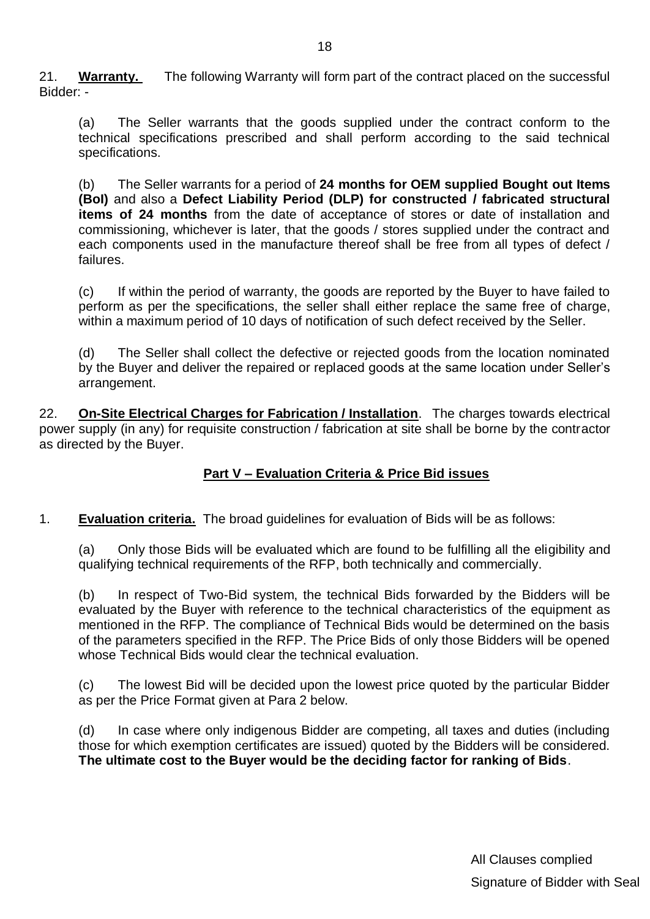21. **Warranty.** The following Warranty will form part of the contract placed on the successful Bidder: -

(a) The Seller warrants that the goods supplied under the contract conform to the technical specifications prescribed and shall perform according to the said technical specifications.

(b) The Seller warrants for a period of **24 months for OEM supplied Bought out Items (BoI)** and also a **Defect Liability Period (DLP) for constructed / fabricated structural items of 24 months** from the date of acceptance of stores or date of installation and commissioning, whichever is later, that the goods / stores supplied under the contract and each components used in the manufacture thereof shall be free from all types of defect / failures.

(c) If within the period of warranty, the goods are reported by the Buyer to have failed to perform as per the specifications, the seller shall either replace the same free of charge, within a maximum period of 10 days of notification of such defect received by the Seller.

(d) The Seller shall collect the defective or rejected goods from the location nominated by the Buyer and deliver the repaired or replaced goods at the same location under Seller's arrangement.

22. **On-Site Electrical Charges for Fabrication / Installation**. The charges towards electrical power supply (in any) for requisite construction / fabrication at site shall be borne by the contractor as directed by the Buyer.

## Part V – Evaluation Criteria & Price Bid issues

1. **Evaluation criteria.** The broad guidelines for evaluation of Bids will be as follows:

(a) Only those Bids will be evaluated which are found to be fulfilling all the eligibility and qualifying technical requirements of the RFP, both technically and commercially.

(b) In respect of Two-Bid system, the technical Bids forwarded by the Bidders will be evaluated by the Buyer with reference to the technical characteristics of the equipment as mentioned in the RFP. The compliance of Technical Bids would be determined on the basis of the parameters specified in the RFP. The Price Bids of only those Bidders will be opened whose Technical Bids would clear the technical evaluation.

(c) The lowest Bid will be decided upon the lowest price quoted by the particular Bidder as per the Price Format given at Para 2 below.

(d) In case where only indigenous Bidder are competing, all taxes and duties (including those for which exemption certificates are issued) quoted by the Bidders will be considered. **The ultimate cost to the Buyer would be the deciding factor for ranking of Bids**.

All Clauses complied

Signature of Bidder with Seal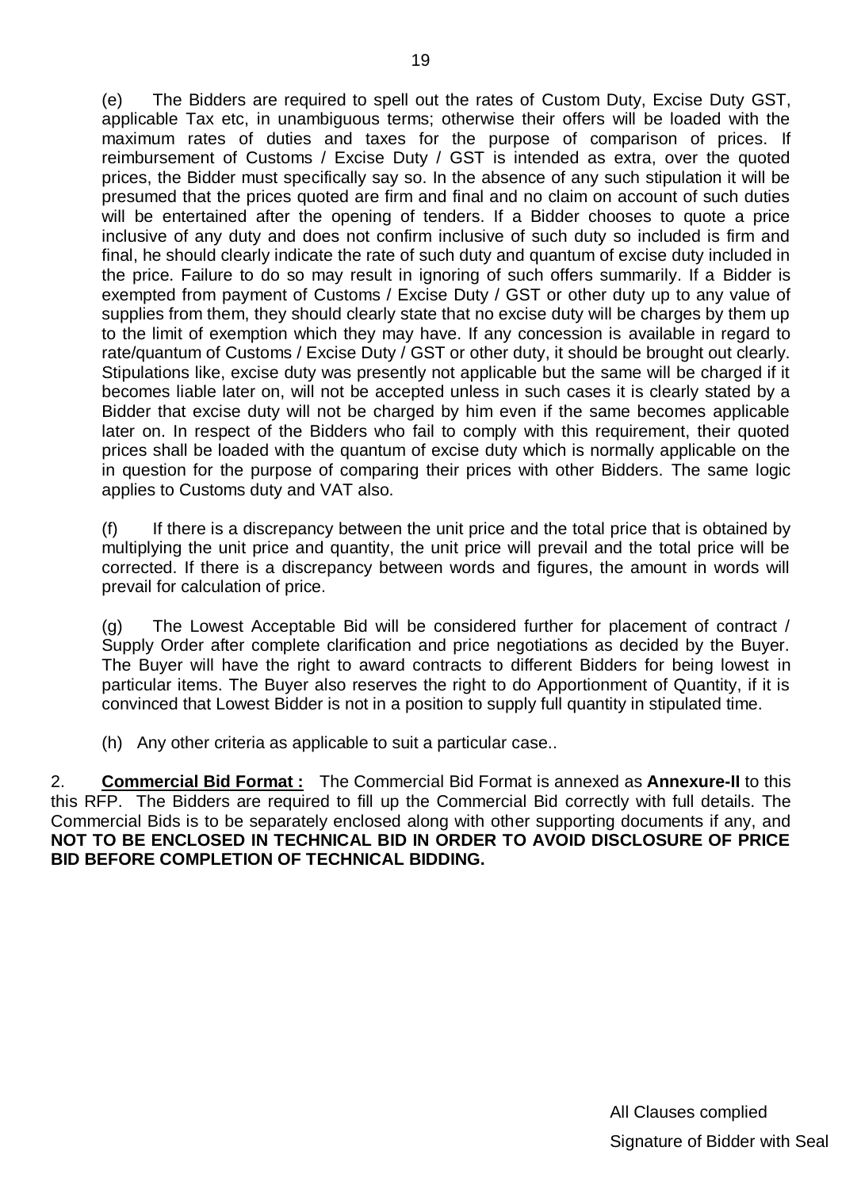(e) The Bidders are required to spell out the rates of Custom Duty, Excise Duty GST, applicable Tax etc, in unambiguous terms; otherwise their offers will be loaded with the maximum rates of duties and taxes for the purpose of comparison of prices. If reimbursement of Customs / Excise Duty / GST is intended as extra, over the quoted prices, the Bidder must specifically say so. In the absence of any such stipulation it will be presumed that the prices quoted are firm and final and no claim on account of such duties will be entertained after the opening of tenders. If a Bidder chooses to quote a price inclusive of any duty and does not confirm inclusive of such duty so included is firm and final, he should clearly indicate the rate of such duty and quantum of excise duty included in the price. Failure to do so may result in ignoring of such offers summarily. If a Bidder is exempted from payment of Customs / Excise Duty / GST or other duty up to any value of supplies from them, they should clearly state that no excise duty will be charges by them up to the limit of exemption which they may have. If any concession is available in regard to rate/quantum of Customs / Excise Duty / GST or other duty, it should be brought out clearly. Stipulations like, excise duty was presently not applicable but the same will be charged if it becomes liable later on, will not be accepted unless in such cases it is clearly stated by a Bidder that excise duty will not be charged by him even if the same becomes applicable later on. In respect of the Bidders who fail to comply with this requirement, their quoted prices shall be loaded with the quantum of excise duty which is normally applicable on the in question for the purpose of comparing their prices with other Bidders. The same logic applies to Customs duty and VAT also.

(f) If there is a discrepancy between the unit price and the total price that is obtained by multiplying the unit price and quantity, the unit price will prevail and the total price will be corrected. If there is a discrepancy between words and figures, the amount in words will prevail for calculation of price.

(g) The Lowest Acceptable Bid will be considered further for placement of contract / Supply Order after complete clarification and price negotiations as decided by the Buyer. The Buyer will have the right to award contracts to different Bidders for being lowest in particular items. The Buyer also reserves the right to do Apportionment of Quantity, if it is convinced that Lowest Bidder is not in a position to supply full quantity in stipulated time.

(h) Any other criteria as applicable to suit a particular case..

2. **Commercial Bid Format :** The Commercial Bid Format is annexed as **Annexure-II** to this this RFP. The Bidders are required to fill up the Commercial Bid correctly with full details. The Commercial Bids is to be separately enclosed along with other supporting documents if any, and **NOT TO BE ENCLOSED IN TECHNICAL BID IN ORDER TO AVOID DISCLOSURE OF PRICE BID BEFORE COMPLETION OF TECHNICAL BIDDING.**

All Clauses complied

Signature of Bidder with Seal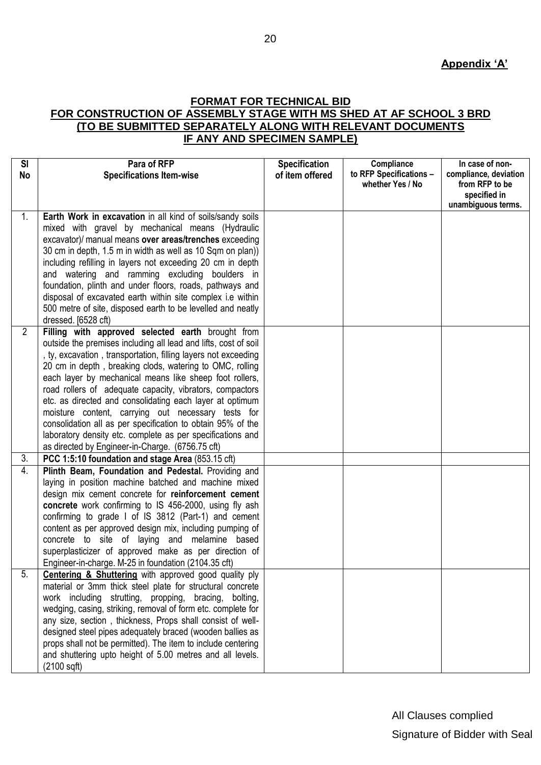**Appendix 'A'**

**FORMAT FOR TECHNICAL BID**
**FOR CONSTRUCTION OF ASSEMBLY STAGE WITH MS SHED AT AF SCHOOL 3 BRD**
**(TO BE SUBMITTED SEPARATELY ALONG WITH RELEVANT DOCUMENTS IF ANY AND SPECIMEN SAMPLE)**

| Sl No | Para of RFP Specifications Item-wise | Specification of item offered | Compliance to RFP Specifications – whether Yes / No | In case of non-compliance, deviation from RFP to be specified in unambiguous terms. |
|---|---|---|---|---|
| 1. | **Earth Work in excavation** in all kind of soils/sandy soils mixed with gravel by mechanical means (Hydraulic excavator)/ manual means **over areas/trenches** exceeding 30 cm in depth, 1.5 m in width as well as 10 Sqm on plan)) including refilling in layers not exceeding 20 cm in depth and watering and ramming excluding boulders in foundation, plinth and under floors, roads, pathways and disposal of excavated earth within site complex i.e within 500 metre of site, disposed earth to be levelled and neatly dressed. [6528 cft) | | | |
| 2 | **Filling with approved selected earth** brought from outside the premises including all lead and lifts, cost of soil , ty, excavation , transportation, filling layers not exceeding 20 cm in depth , breaking clods, watering to OMC, rolling each layer by mechanical means like sheep foot rollers, road rollers of adequate capacity, vibrators, compactors etc. as directed and consolidating each layer at optimum moisture content, carrying out necessary tests for consolidation all as per specification to obtain 95% of the laboratory density etc. complete as per specifications and as directed by Engineer-in-Charge. (6756.75 cft) | | | |
| 3. | **PCC 1:5:10 foundation and stage Area** (853.15 cft) | | | |
| 4. | **Plinth Beam, Foundation and Pedestal.** Providing and laying in position machine batched and machine mixed design mix cement concrete for **reinforcement cement concrete** work confirming to IS 456-2000, using fly ash confirming to grade I of IS 3812 (Part-1) and cement content as per approved design mix, including pumping of concrete to site of laying and melamine based superplasticizer of approved make as per direction of Engineer-in-charge. M-25 in foundation (2104.35 cft) | | | |
| 5. | **Centering & Shuttering** with approved good quality ply material or 3mm thick steel plate for structural concrete work including strutting, propping, bracing, bolting, wedging, casing, striking, removal of form etc. complete for any size, section , thickness, Props shall consist of well-designed steel pipes adequately braced (wooden ballies as props shall not be permitted). The item to include centering and shuttering upto height of 5.00 metres and all levels. (2100 sqft) | | | |

All Clauses complied

Signature of Bidder with Seal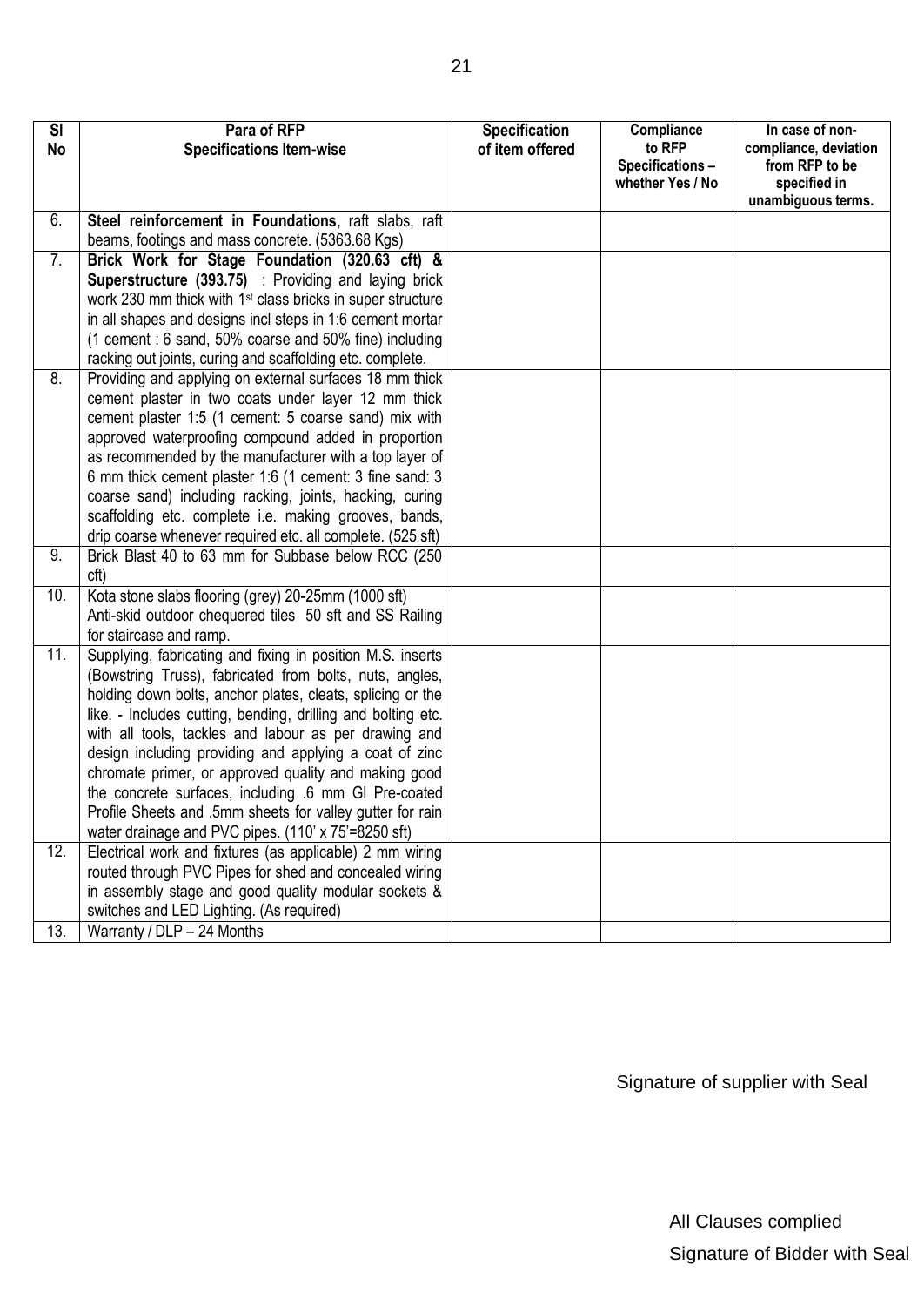| Sl No | Para of RFP Specifications Item-wise | Specification of item offered | Compliance to RFP Specifications – whether Yes / No | In case of non-compliance, deviation from RFP to be specified in unambiguous terms. |
|---|---|---|---|---|
| 6. | **Steel reinforcement in Foundations**, raft slabs, raft beams, footings and mass concrete. (5363.68 Kgs) | | | |
| 7. | **Brick Work for Stage Foundation (320.63 cft) & Superstructure (393.75)** : Providing and laying brick work 230 mm thick with 1st class bricks in super structure in all shapes and designs incl steps in 1:6 cement mortar (1 cement : 6 sand, 50% coarse and 50% fine) including racking out joints, curing and scaffolding etc. complete. | | | |
| 8. | Providing and applying on external surfaces 18 mm thick cement plaster in two coats under layer 12 mm thick cement plaster 1:5 (1 cement: 5 coarse sand) mix with approved waterproofing compound added in proportion as recommended by the manufacturer with a top layer of 6 mm thick cement plaster 1:6 (1 cement: 3 fine sand: 3 coarse sand) including racking, joints, hacking, curing scaffolding etc. complete i.e. making grooves, bands, drip coarse whenever required etc. all complete. (525 sft) | | | |
| 9. | Brick Blast 40 to 63 mm for Subbase below RCC (250 cft) | | | |
| 10. | Kota stone slabs flooring (grey) 20-25mm (1000 sft) Anti-skid outdoor chequered tiles 50 sft and SS Railing for staircase and ramp. | | | |
| 11. | Supplying, fabricating and fixing in position M.S. inserts (Bowstring Truss), fabricated from bolts, nuts, angles, holding down bolts, anchor plates, cleats, splicing or the like. - Includes cutting, bending, drilling and bolting etc. with all tools, tackles and labour as per drawing and design including providing and applying a coat of zinc chromate primer, or approved quality and making good the concrete surfaces, including .6 mm GI Pre-coated Profile Sheets and .5mm sheets for valley gutter for rain water drainage and PVC pipes. (110' x 75'=8250 sft) | | | |
| 12. | Electrical work and fixtures (as applicable) 2 mm wiring routed through PVC Pipes for shed and concealed wiring in assembly stage and good quality modular sockets & switches and LED Lighting. (As required) | | | |
| 13. | Warranty / DLP – 24 Months | | | |

Signature of supplier with Seal

All Clauses complied

Signature of Bidder with Seal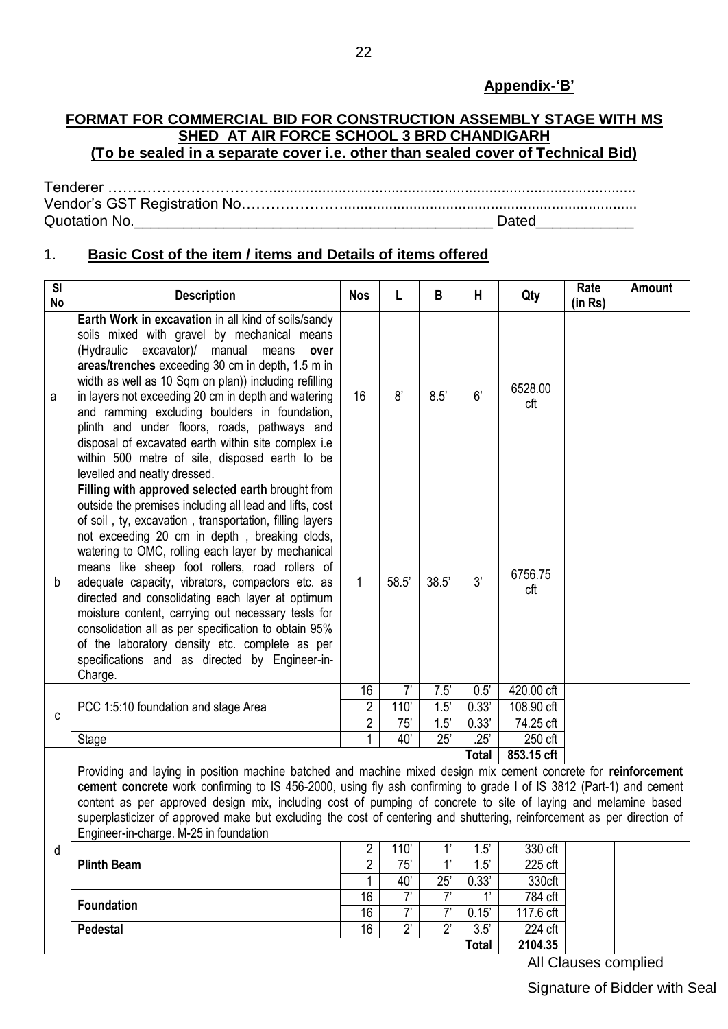**Appendix-'B'**

**FORMAT FOR COMMERCIAL BID FOR CONSTRUCTION ASSEMBLY STAGE WITH MS SHED AT AIR FORCE SCHOOL 3 BRD CHANDIGARH**
**(To be sealed in a separate cover i.e. other than sealed cover of Technical Bid)**

Tenderer …………………………………………………………………………………………………

Vendor's GST Registration No………………………………………………………………………

Quotation No.\_\_\_\_\_\_\_\_\_\_\_\_\_\_\_\_\_\_\_\_\_\_\_\_\_\_\_\_\_\_\_\_\_\_\_\_\_\_\_\_\_\_\_\_ Dated\_\_\_\_\_\_\_\_\_\_\_\_

1. **Basic Cost of the item / items and Details of items offered**

| Sl No | Description | Nos | L | B | H | Qty | Rate (in Rs) | Amount |
|---|---|---|---|---|---|---|---|---|
| a | **Earth Work in excavation** in all kind of soils/sandy soils mixed with gravel by mechanical means (Hydraulic excavator)/ manual means **over areas/trenches** exceeding 30 cm in depth, 1.5 m in width as well as 10 Sqm on plan)) including refilling in layers not exceeding 20 cm in depth and watering and ramming excluding boulders in foundation, plinth and under floors, roads, pathways and disposal of excavated earth within site complex i.e within 500 metre of site, disposed earth to be levelled and neatly dressed. | 16 | 8' | 8.5' | 6' | 6528.00 cft | | |
| b | **Filling with approved selected earth** brought from outside the premises including all lead and lifts, cost of soil , ty, excavation , transportation, filling layers not exceeding 20 cm in depth , breaking clods, watering to OMC, rolling each layer by mechanical means like sheep foot rollers, road rollers of adequate capacity, vibrators, compactors etc. as directed and consolidating each layer at optimum moisture content, carrying out necessary tests for consolidation all as per specification to obtain 95% of the laboratory density etc. complete as per specifications and as directed by Engineer-in-Charge. | 1 | 58.5' | 38.5' | 3' | 6756.75 cft | | |
| c | PCC 1:5:10 foundation and stage Area | 16 | 7' | 7.5' | 0.5' | 420.00 cft | | |
| | | 2 | 110' | 1.5' | 0.33' | 108.90 cft | | |
| | | 2 | 75' | 1.5' | 0.33' | 74.25 cft | | |
| | Stage | 1 | 40' | 25' | .25' | 250 cft | | |
| | | | | | **Total** | **853.15 cft** | | |
| d | Providing and laying in position machine batched and machine mixed design mix cement concrete for **reinforcement cement concrete** work confirming to IS 456-2000, using fly ash confirming to grade I of IS 3812 (Part-1) and cement content as per approved design mix, including cost of pumping of concrete to site of laying and melamine based superplasticizer of approved make but excluding the cost of centering and shuttering, reinforcement as per direction of Engineer-in-charge. M-25 in foundation | | | | | | | |
| | **Plinth Beam** | 2 | 110' | 1' | 1.5' | 330 cft | | |
| | | 2 | 75' | 1' | 1.5' | 225 cft | | |
| | | 1 | 40' | 25' | 0.33' | 330cft | | |
| | **Foundation** | 16 | 7' | 7' | 1' | 784 cft | | |
| | | 16 | 7' | 7' | 0.15' | 117.6 cft | | |
| | **Pedestal** | 16 | 2' | 2' | 3.5' | 224 cft | | |
| | | | | | **Total** | **2104.35** | | |

All Clauses complied

Signature of Bidder with Seal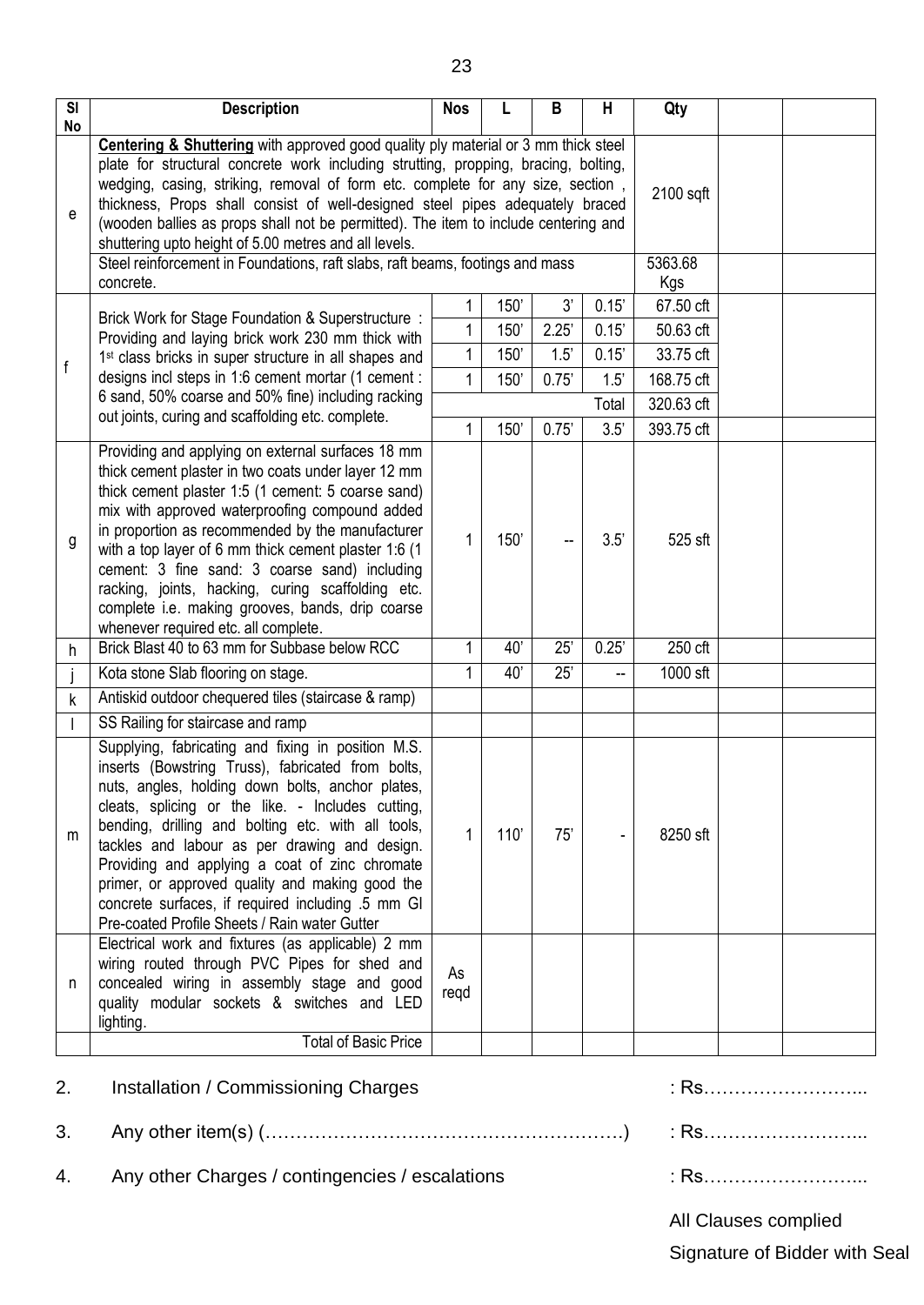| Sl No | Description | Nos | L | B | H | Qty | | |
|---|---|---|---|---|---|---|---|---|
| e | **Centering & Shuttering** with approved good quality ply material or 3 mm thick steel plate for structural concrete work including strutting, propping, bracing, bolting, wedging, casing, striking, removal of form etc. complete for any size, section , thickness, Props shall consist of well-designed steel pipes adequately braced (wooden ballies as props shall not be permitted). The item to include centering and shuttering upto height of 5.00 metres and all levels. | | | | | 2100 sqft | | |
| | Steel reinforcement in Foundations, raft slabs, raft beams, footings and mass concrete. | | | | | 5363.68 Kgs | | |
| f | Brick Work for Stage Foundation & Superstructure : Providing and laying brick work 230 mm thick with 1st class bricks in super structure in all shapes and designs incl steps in 1:6 cement mortar (1 cement : 6 sand, 50% coarse and 50% fine) including racking out joints, curing and scaffolding etc. complete. | 1 | 150' | 3' | 0.15' | 67.50 cft | | |
| | | 1 | 150' | 2.25' | 0.15' | 50.63 cft | | |
| | | 1 | 150' | 1.5' | 0.15' | 33.75 cft | | |
| | | 1 | 150' | 0.75' | 1.5' | 168.75 cft | | |
| | | | | | Total | 320.63 cft | | |
| | | 1 | 150' | 0.75' | 3.5' | 393.75 cft | | |
| g | Providing and applying on external surfaces 18 mm thick cement plaster in two coats under layer 12 mm thick cement plaster 1:5 (1 cement: 5 coarse sand) mix with approved waterproofing compound added in proportion as recommended by the manufacturer with a top layer of 6 mm thick cement plaster 1:6 (1 cement: 3 fine sand: 3 coarse sand) including racking, joints, hacking, curing scaffolding etc. complete i.e. making grooves, bands, drip coarse whenever required etc. all complete. | 1 | 150' | -- | 3.5' | 525 sft | | |
| h | Brick Blast 40 to 63 mm for Subbase below RCC | 1 | 40' | 25' | 0.25' | 250 cft | | |
| j | Kota stone Slab flooring on stage. | 1 | 40' | 25' | -- | 1000 sft | | |
| k | Antiskid outdoor chequered tiles (staircase & ramp) | | | | | | | |
| l | SS Railing for staircase and ramp | | | | | | | |
| m | Supplying, fabricating and fixing in position M.S. inserts (Bowstring Truss), fabricated from bolts, nuts, angles, holding down bolts, anchor plates, cleats, splicing or the like. - Includes cutting, bending, drilling and bolting etc. with all tools, tackles and labour as per drawing and design. Providing and applying a coat of zinc chromate primer, or approved quality and making good the concrete surfaces, if required including .5 mm GI Pre-coated Profile Sheets / Rain water Gutter | 1 | 110' | 75' | - | 8250 sft | | |
| n | Electrical work and fixtures (as applicable) 2 mm wiring routed through PVC Pipes for shed and concealed wiring in assembly stage and good quality modular sockets & switches and LED lighting. | As reqd | | | | | | |
| | Total of Basic Price | | | | | | | |

2. Installation / Commissioning Charges : Rs……………………...

3. Any other item(s) (………………………………………………….) : Rs……………………...

4. Any other Charges / contingencies / escalations : Rs……………………...

All Clauses complied

Signature of Bidder with Seal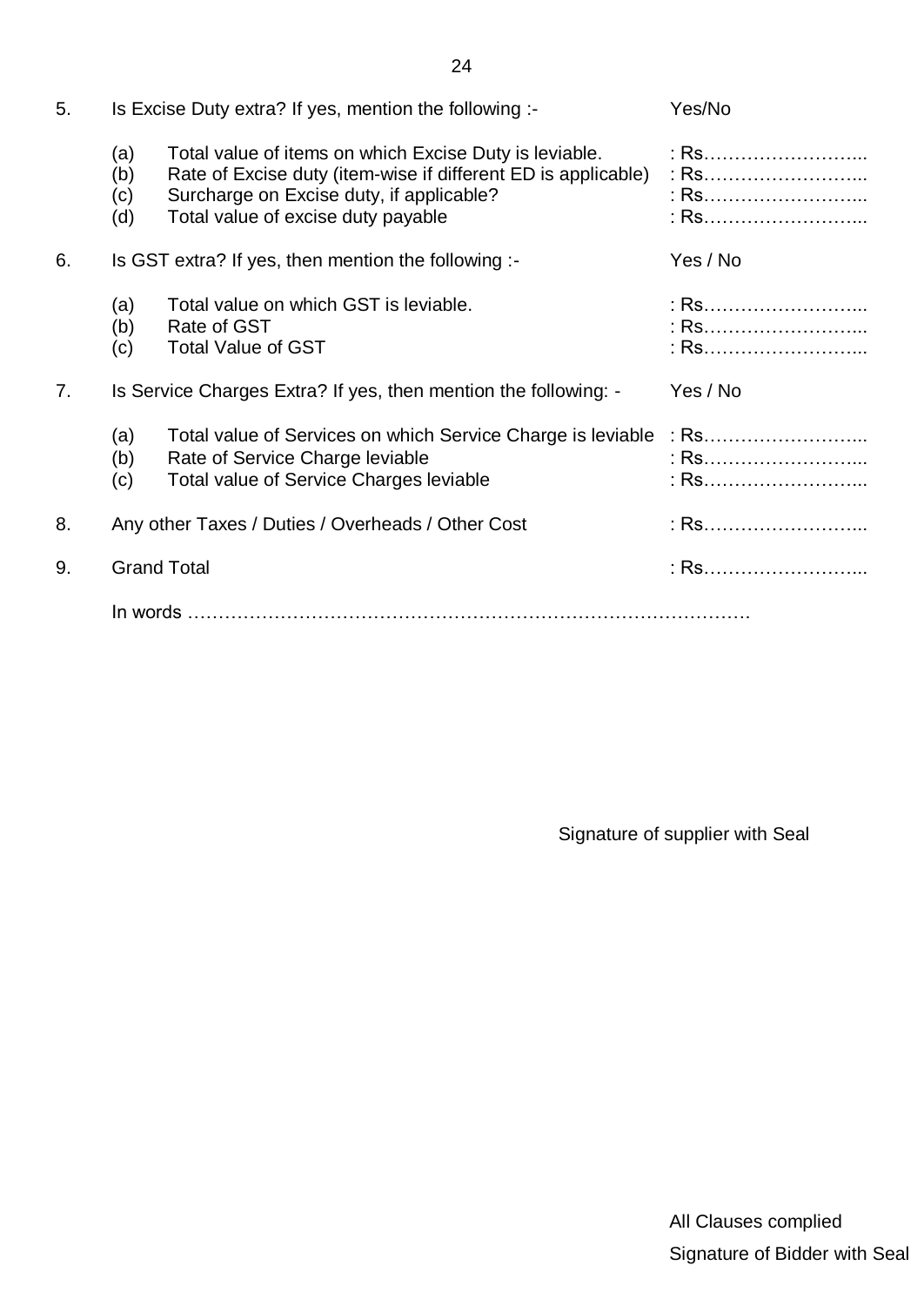5. Is Excise Duty extra? If yes, mention the following :- Yes/No

   (a) Total value of items on which Excise Duty is leviable. : Rs……………………...
   (b) Rate of Excise duty (item-wise if different ED is applicable) : Rs……………………...
   (c) Surcharge on Excise duty, if applicable? : Rs……………………...
   (d) Total value of excise duty payable : Rs……………………...

6. Is GST extra? If yes, then mention the following :- Yes / No

   (a) Total value on which GST is leviable. : Rs……………………...
   (b) Rate of GST : Rs……………………...
   (c) Total Value of GST : Rs……………………...

7. Is Service Charges Extra? If yes, then mention the following: - Yes / No

   (a) Total value of Services on which Service Charge is leviable : Rs……………………...
   (b) Rate of Service Charge leviable : Rs……………………...
   (c) Total value of Service Charges leviable : Rs……………………...

8. Any other Taxes / Duties / Overheads / Other Cost : Rs……………………...

9. Grand Total : Rs……………………...

   In words …………………………………………………………………………….

Signature of supplier with Seal

All Clauses complied

Signature of Bidder with Seal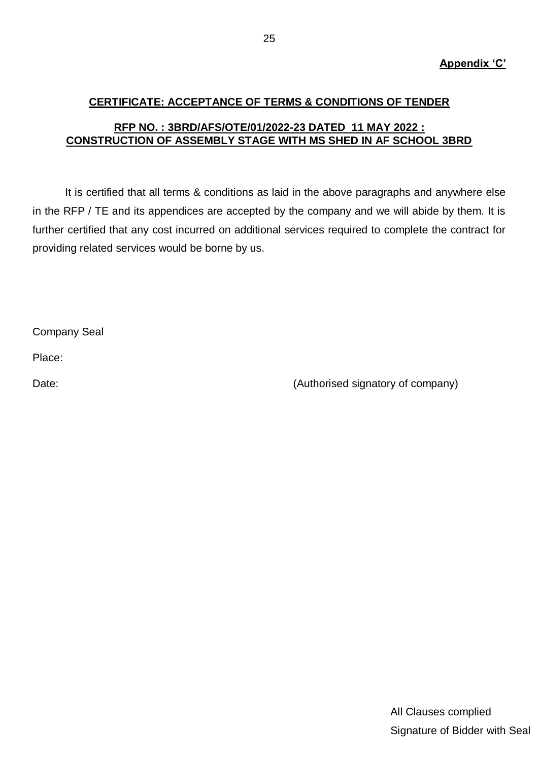**Appendix 'C'**

## CERTIFICATE: ACCEPTANCE OF TERMS & CONDITIONS OF TENDER

**RFP NO. : 3BRD/AFS/OTE/01/2022-23 DATED 11 MAY 2022 : CONSTRUCTION OF ASSEMBLY STAGE WITH MS SHED IN AF SCHOOL 3BRD**

It is certified that all terms & conditions as laid in the above paragraphs and anywhere else in the RFP / TE and its appendices are accepted by the company and we will abide by them. It is further certified that any cost incurred on additional services required to complete the contract for providing related services would be borne by us.

Company Seal

Place:

Date: (Authorised signatory of company)

All Clauses complied

Signature of Bidder with Seal